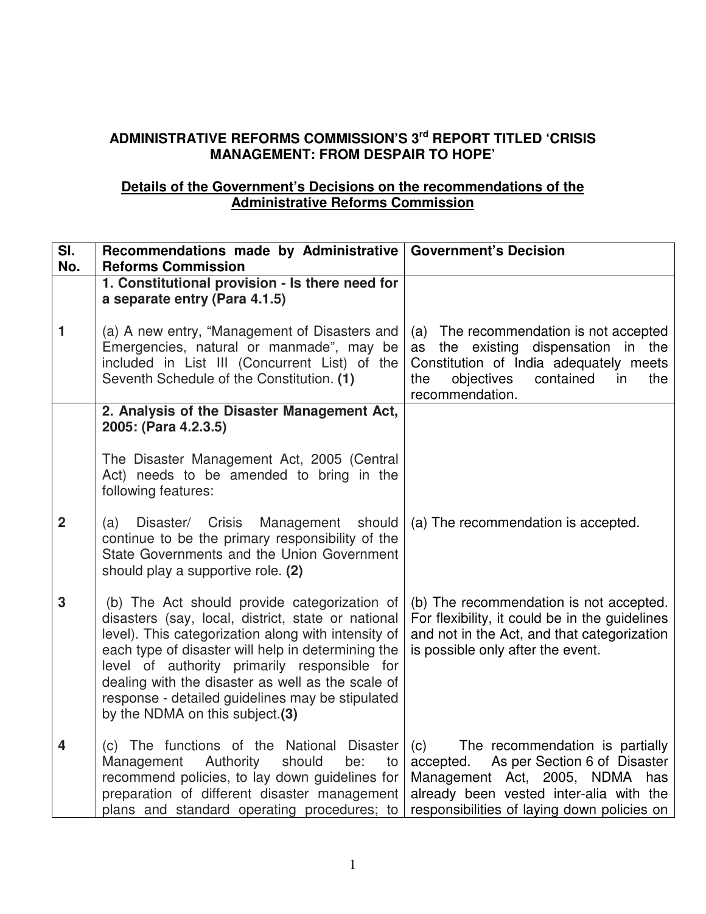**ADMINISTRATIVE REFORMS COMMISSION'S 3rd REPORT TITLED 'CRISIS MANAGEMENT: FROM DESPAIR TO HOPE'**

**Details of the Government's Decisions on the recommendations of the Administrative Reforms Commission**

| Sl. No. | Recommendations made by Administrative Reforms Commission | Government's Decision |
|---|---|---|
| | **1. Constitutional provision - Is there need for a separate entry (Para 4.1.5)** | |
| 1 | (a) A new entry, "Management of Disasters and Emergencies, natural or manmade", may be included in List III (Concurrent List) of the Seventh Schedule of the Constitution. **(1)** | (a) The recommendation is not accepted as the existing dispensation in the Constitution of India adequately meets the objectives contained in the recommendation. |
| | **2. Analysis of the Disaster Management Act, 2005: (Para 4.2.3.5)**<br><br>The Disaster Management Act, 2005 (Central Act) needs to be amended to bring in the following features: | |
| 2 | (a) Disaster/ Crisis Management should continue to be the primary responsibility of the State Governments and the Union Government should play a supportive role. **(2)** | (a) The recommendation is accepted. |
| 3 | (b) The Act should provide categorization of disasters (say, local, district, state or national level). This categorization along with intensity of each type of disaster will help in determining the level of authority primarily responsible for dealing with the disaster as well as the scale of response - detailed guidelines may be stipulated by the NDMA on this subject.**(3)** | (b) The recommendation is not accepted. For flexibility, it could be in the guidelines and not in the Act, and that categorization is possible only after the event. |
| 4 | (c) The functions of the National Disaster Management Authority should be: to recommend policies, to lay down guidelines for preparation of different disaster management plans and standard operating procedures; to | (c) The recommendation is partially accepted. As per Section 6 of Disaster Management Act, 2005, NDMA has already been vested inter-alia with the responsibilities of laying down policies on |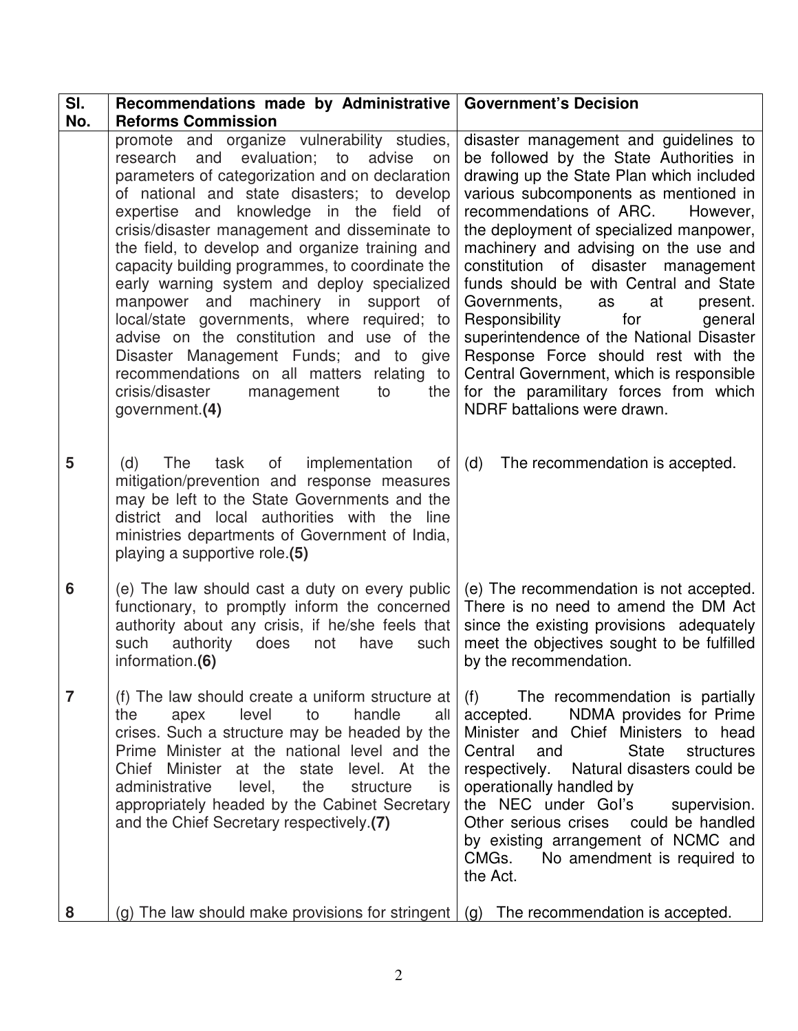| Sl. No. | Recommendations made by Administrative Reforms Commission | Government's Decision |
|---|---|---|
| | promote and organize vulnerability studies, research and evaluation; to advise on parameters of categorization and on declaration of national and state disasters; to develop expertise and knowledge in the field of crisis/disaster management and disseminate to the field, to develop and organize training and capacity building programmes, to coordinate the early warning system and deploy specialized manpower and machinery in support of local/state governments, where required; to advise on the constitution and use of the Disaster Management Funds; and to give recommendations on all matters relating to crisis/disaster management to the government.**(4)** | disaster management and guidelines to be followed by the State Authorities in drawing up the State Plan which included various subcomponents as mentioned in recommendations of ARC. However, the deployment of specialized manpower, machinery and advising on the use and constitution of disaster management funds should be with Central and State Governments, as at present. Responsibility for general superintendence of the National Disaster Response Force should rest with the Central Government, which is responsible for the paramilitary forces from which NDRF battalions were drawn. |
| **5** | (d) The task of implementation of mitigation/prevention and response measures may be left to the State Governments and the district and local authorities with the line ministries departments of Government of India, playing a supportive role.**(5)** | (d) The recommendation is accepted. |
| **6** | (e) The law should cast a duty on every public functionary, to promptly inform the concerned authority about any crisis, if he/she feels that such authority does not have such information.**(6)** | (e) The recommendation is not accepted. There is no need to amend the DM Act since the existing provisions adequately meet the objectives sought to be fulfilled by the recommendation. |
| **7** | (f) The law should create a uniform structure at the apex level to handle all crises. Such a structure may be headed by the Prime Minister at the national level and the Chief Minister at the state level. At the administrative level, the structure is appropriately headed by the Cabinet Secretary and the Chief Secretary respectively.**(7)** | (f) The recommendation is partially accepted. NDMA provides for Prime Minister and Chief Ministers to head Central and State structures respectively. Natural disasters could be operationally handled by the NEC under GoI's supervision. Other serious crises could be handled by existing arrangement of NCMC and CMGs. No amendment is required to the Act. |
| **8** | (g) The law should make provisions for stringent | (g) The recommendation is accepted. |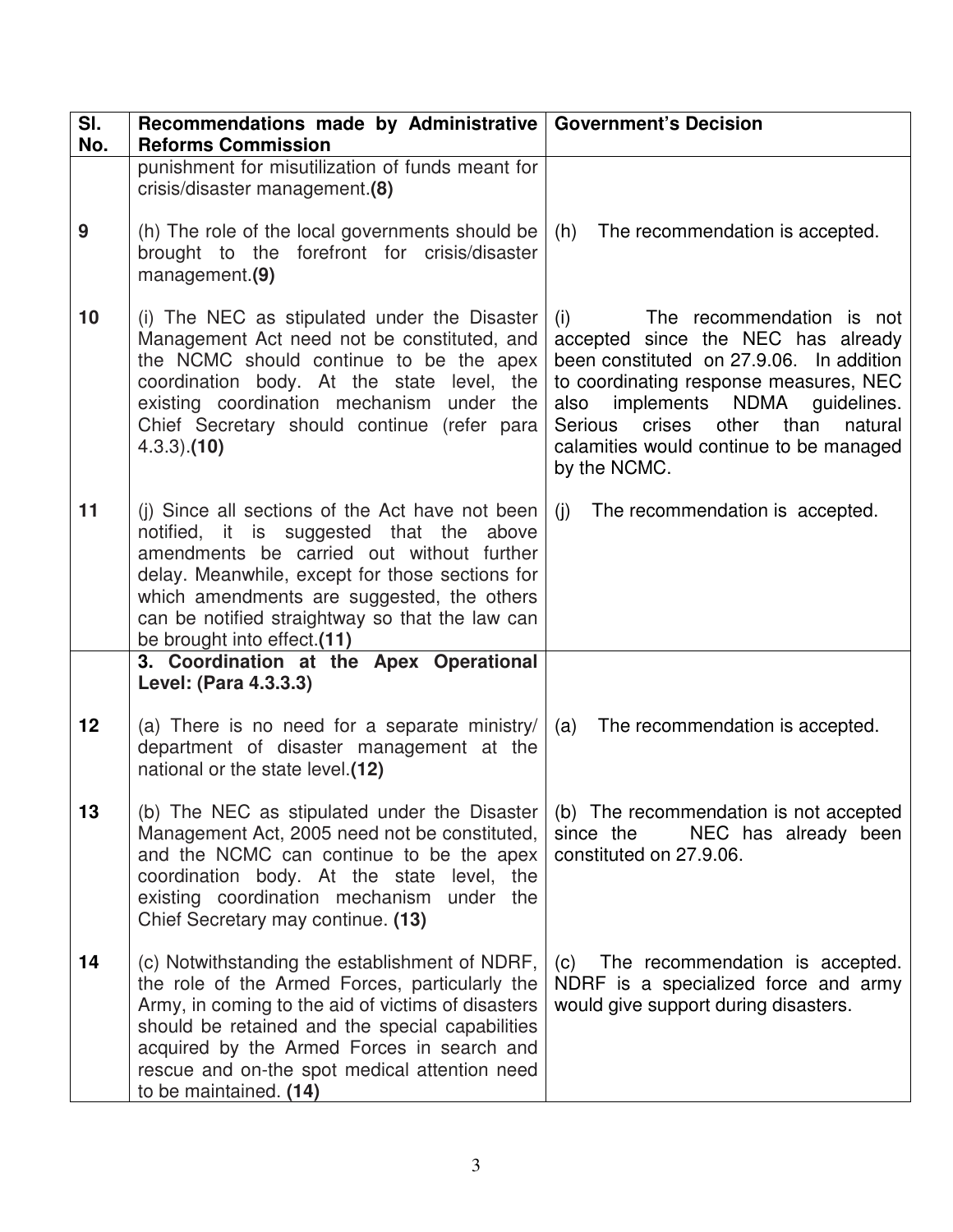| Sl. No. | Recommendations made by Administrative Reforms Commission | Government's Decision |
|---|---|---|
| | punishment for misutilization of funds meant for crisis/disaster management.**(8)** | |
| 9 | (h) The role of the local governments should be brought to the forefront for crisis/disaster management.**(9)** | (h) The recommendation is accepted. |
| 10 | (i) The NEC as stipulated under the Disaster Management Act need not be constituted, and the NCMC should continue to be the apex coordination body. At the state level, the existing coordination mechanism under the Chief Secretary should continue (refer para 4.3.3).**(10)** | (i) The recommendation is not accepted since the NEC has already been constituted on 27.9.06. In addition to coordinating response measures, NEC also implements NDMA guidelines. Serious crises other than natural calamities would continue to be managed by the NCMC. |
| 11 | (j) Since all sections of the Act have not been notified, it is suggested that the above amendments be carried out without further delay. Meanwhile, except for those sections for which amendments are suggested, the others can be notified straightway so that the law can be brought into effect.**(11)** | (j) The recommendation is accepted. |
| | **3. Coordination at the Apex Operational Level: (Para 4.3.3.3)** | |
| 12 | (a) There is no need for a separate ministry/ department of disaster management at the national or the state level.**(12)** | (a) The recommendation is accepted. |
| 13 | (b) The NEC as stipulated under the Disaster Management Act, 2005 need not be constituted, and the NCMC can continue to be the apex coordination body. At the state level, the existing coordination mechanism under the Chief Secretary may continue. **(13)** | (b) The recommendation is not accepted since the NEC has already been constituted on 27.9.06. |
| 14 | (c) Notwithstanding the establishment of NDRF, the role of the Armed Forces, particularly the Army, in coming to the aid of victims of disasters should be retained and the special capabilities acquired by the Armed Forces in search and rescue and on-the spot medical attention need to be maintained. **(14)** | (c) The recommendation is accepted. NDRF is a specialized force and army would give support during disasters. |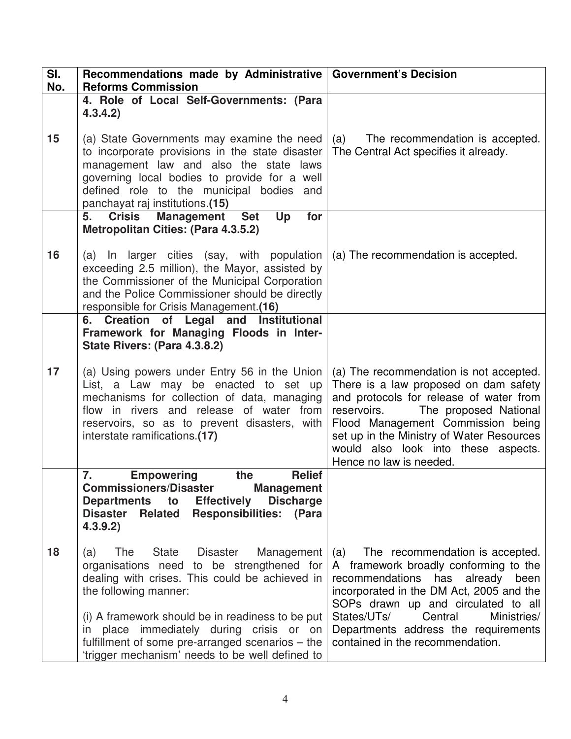| Sl. No. | Recommendations made by Administrative Reforms Commission | Government's Decision |
|---|---|---|
| | **4. Role of Local Self-Governments: (Para 4.3.4.2)** | |
| 15 | (a) State Governments may examine the need to incorporate provisions in the state disaster management law and also the state laws governing local bodies to provide for a well defined role to the municipal bodies and panchayat raj institutions.**(15)** | (a) The recommendation is accepted. The Central Act specifies it already. |
| | **5. Crisis Management Set Up for Metropolitan Cities: (Para 4.3.5.2)** | |
| 16 | (a) In larger cities (say, with population exceeding 2.5 million), the Mayor, assisted by the Commissioner of the Municipal Corporation and the Police Commissioner should be directly responsible for Crisis Management.**(16)** | (a) The recommendation is accepted. |
| | **6. Creation of Legal and Institutional Framework for Managing Floods in Inter-State Rivers: (Para 4.3.8.2)** | |
| 17 | (a) Using powers under Entry 56 in the Union List, a Law may be enacted to set up mechanisms for collection of data, managing flow in rivers and release of water from reservoirs, so as to prevent disasters, with interstate ramifications.**(17)** | (a) The recommendation is not accepted. There is a law proposed on dam safety and protocols for release of water from reservoirs. The proposed National Flood Management Commission being set up in the Ministry of Water Resources would also look into these aspects. Hence no law is needed. |
| | **7. Empowering the Relief Commissioners/Disaster Management Departments to Effectively Discharge Disaster Related Responsibilities: (Para 4.3.9.2)** | |
| 18 | (a) The State Disaster Management organisations need to be strengthened for dealing with crises. This could be achieved in the following manner:<br><br>(i) A framework should be in readiness to be put in place immediately during crisis or on fulfillment of some pre-arranged scenarios – the 'trigger mechanism' needs to be well defined to | (a) The recommendation is accepted. A framework broadly conforming to the recommendations has already been incorporated in the DM Act, 2005 and the SOPs drawn up and circulated to all States/UTs/ Central Ministries/ Departments address the requirements contained in the recommendation. |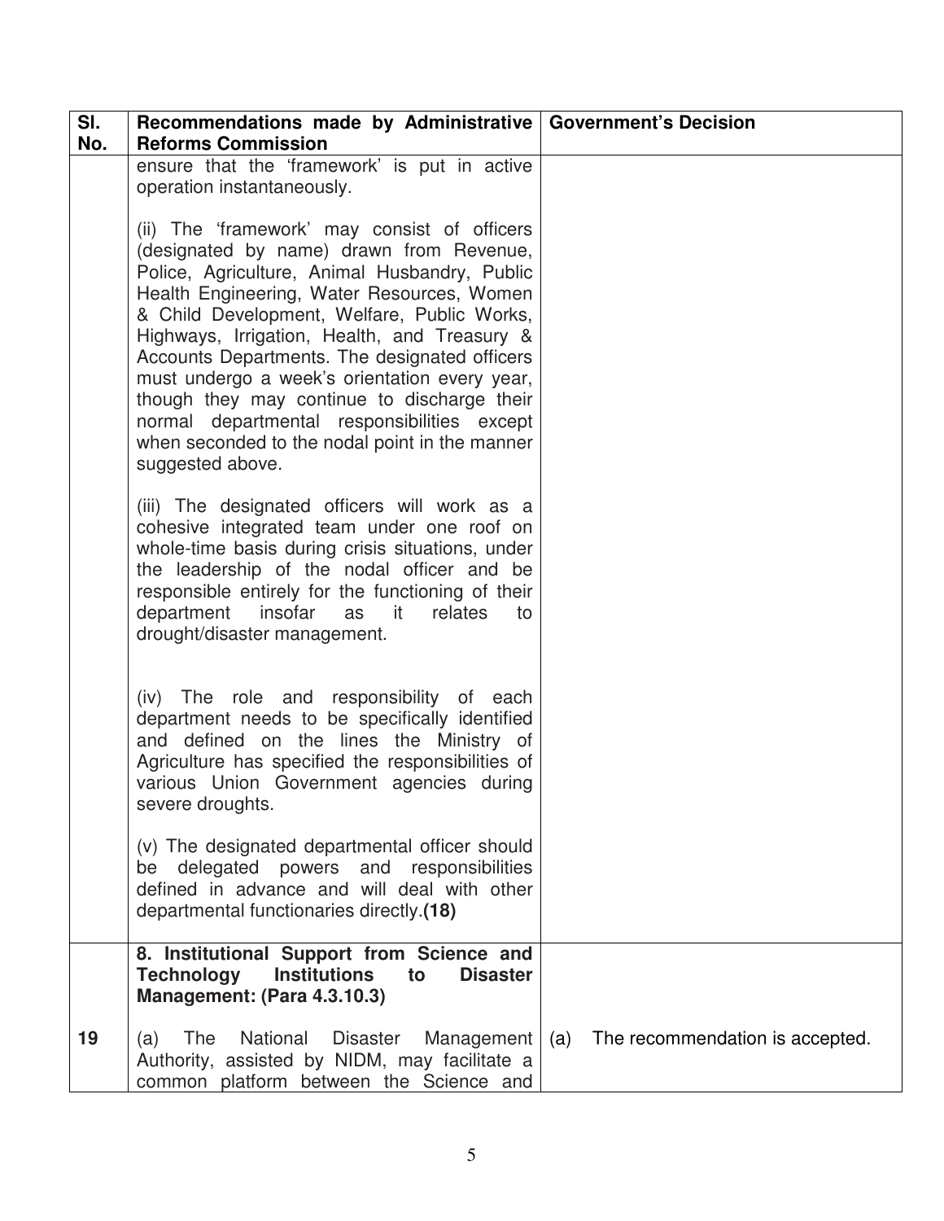| Sl. No. | Recommendations made by Administrative Reforms Commission | Government's Decision |
|---|---|---|
| | ensure that the 'framework' is put in active operation instantaneously.<br><br>(ii) The 'framework' may consist of officers (designated by name) drawn from Revenue, Police, Agriculture, Animal Husbandry, Public Health Engineering, Water Resources, Women & Child Development, Welfare, Public Works, Highways, Irrigation, Health, and Treasury & Accounts Departments. The designated officers must undergo a week's orientation every year, though they may continue to discharge their normal departmental responsibilities except when seconded to the nodal point in the manner suggested above.<br><br>(iii) The designated officers will work as a cohesive integrated team under one roof on whole-time basis during crisis situations, under the leadership of the nodal officer and be responsible entirely for the functioning of their department insofar as it relates to drought/disaster management.<br><br>(iv) The role and responsibility of each department needs to be specifically identified and defined on the lines the Ministry of Agriculture has specified the responsibilities of various Union Government agencies during severe droughts.<br><br>(v) The designated departmental officer should be delegated powers and responsibilities defined in advance and will deal with other departmental functionaries directly.**(18)** | |
| | **8. Institutional Support from Science and Technology Institutions to Disaster Management: (Para 4.3.10.3)** | |
| **19** | (a) The National Disaster Management Authority, assisted by NIDM, may facilitate a common platform between the Science and | (a) The recommendation is accepted. |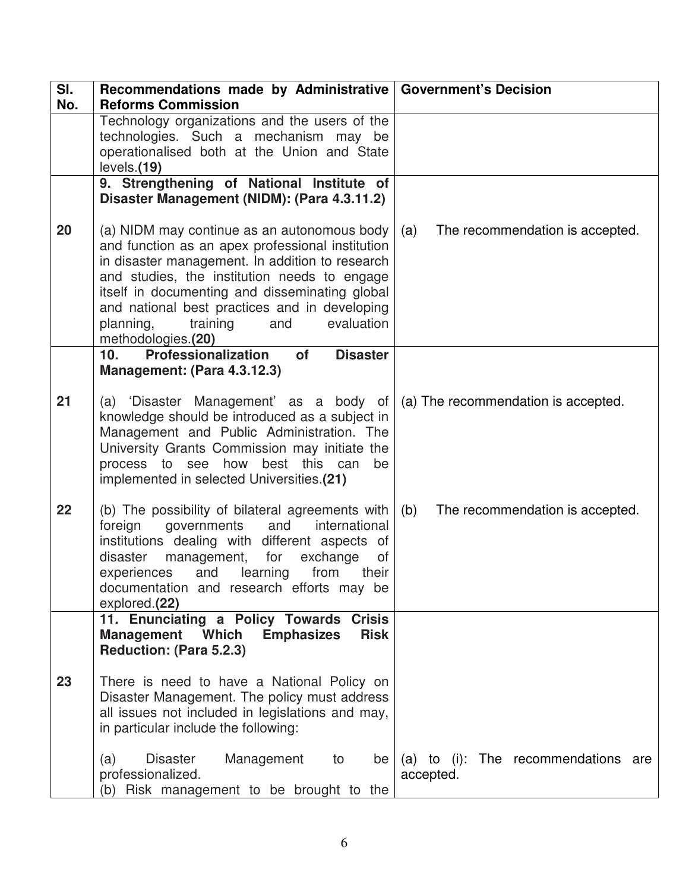| Sl. No. | Recommendations made by Administrative Reforms Commission | Government's Decision |
|---|---|---|
| | Technology organizations and the users of the technologies. Such a mechanism may be operationalised both at the Union and State levels.**(19)** | |
| | **9. Strengthening of National Institute of Disaster Management (NIDM): (Para 4.3.11.2)** | |
| 20 | (a) NIDM may continue as an autonomous body and function as an apex professional institution in disaster management. In addition to research and studies, the institution needs to engage itself in documenting and disseminating global and national best practices and in developing planning, training and evaluation methodologies.**(20)** | (a) The recommendation is accepted. |
| | **10. Professionalization of Disaster Management: (Para 4.3.12.3)** | |
| 21 | (a) 'Disaster Management' as a body of knowledge should be introduced as a subject in Management and Public Administration. The University Grants Commission may initiate the process to see how best this can be implemented in selected Universities.**(21)** | (a) The recommendation is accepted. |
| 22 | (b) The possibility of bilateral agreements with foreign governments and international institutions dealing with different aspects of disaster management, for exchange of experiences and learning from their documentation and research efforts may be explored.**(22)** | (b) The recommendation is accepted. |
| | **11. Enunciating a Policy Towards Crisis Management Which Emphasizes Risk Reduction: (Para 5.2.3)** | |
| 23 | There is need to have a National Policy on Disaster Management. The policy must address all issues not included in legislations and may, in particular include the following:<br><br>(a) Disaster Management to be professionalized.<br>(b) Risk management to be brought to the | (a) to (i): The recommendations are accepted. |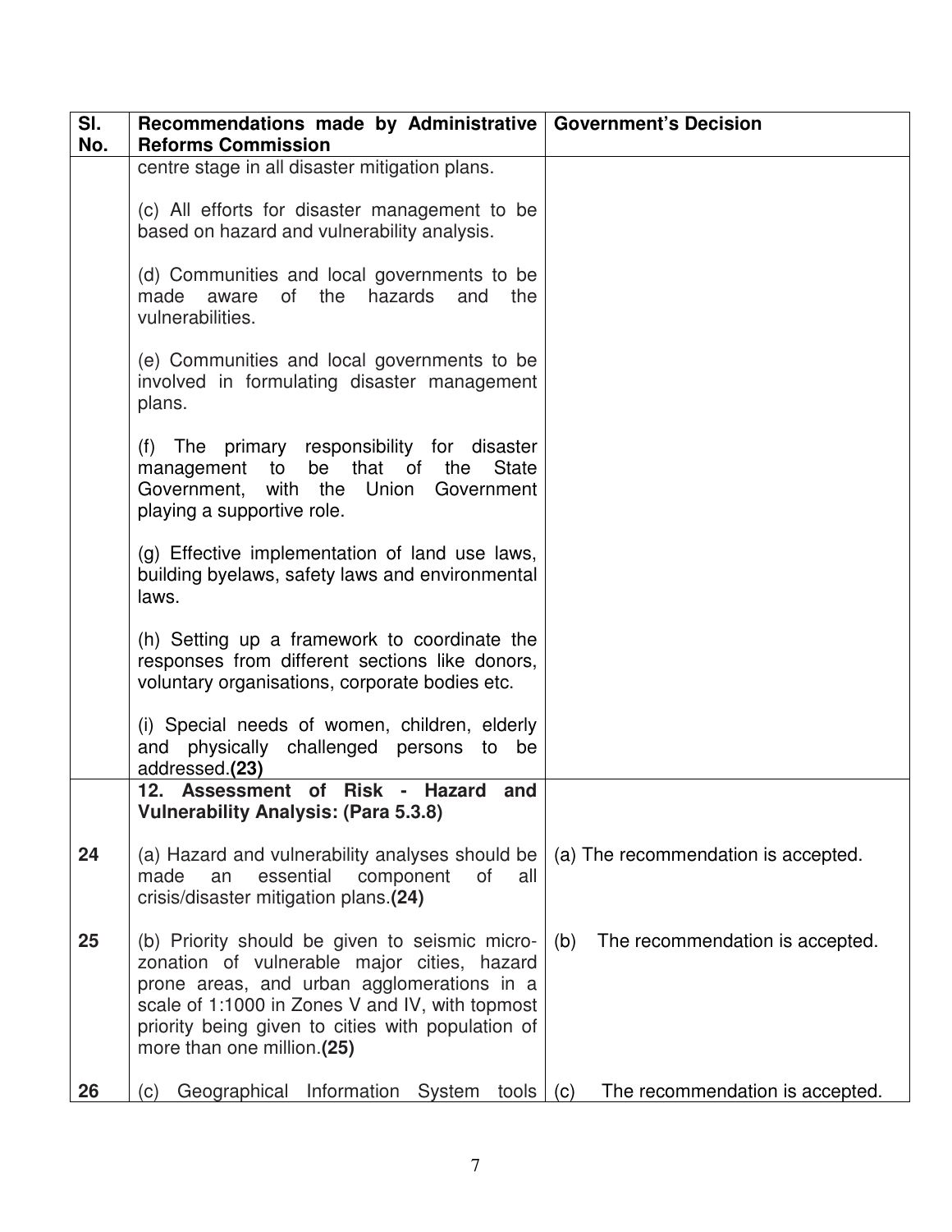| Sl. No. | Recommendations made by Administrative Reforms Commission | Government's Decision |
|---|---|---|
| | centre stage in all disaster mitigation plans.<br><br>(c) All efforts for disaster management to be based on hazard and vulnerability analysis.<br><br>(d) Communities and local governments to be made aware of the hazards and the vulnerabilities.<br><br>(e) Communities and local governments to be involved in formulating disaster management plans.<br><br>(f) The primary responsibility for disaster management to be that of the State Government, with the Union Government playing a supportive role.<br><br>(g) Effective implementation of land use laws, building byelaws, safety laws and environmental laws.<br><br>(h) Setting up a framework to coordinate the responses from different sections like donors, voluntary organisations, corporate bodies etc.<br><br>(i) Special needs of women, children, elderly and physically challenged persons to be addressed.**(23)** | |
| | **12. Assessment of Risk - Hazard and Vulnerability Analysis: (Para 5.3.8)** | |
| 24 | (a) Hazard and vulnerability analyses should be made an essential component of all crisis/disaster mitigation plans.**(24)** | (a) The recommendation is accepted. |
| 25 | (b) Priority should be given to seismic micro-zonation of vulnerable major cities, hazard prone areas, and urban agglomerations in a scale of 1:1000 in Zones V and IV, with topmost priority being given to cities with population of more than one million.**(25)** | (b) The recommendation is accepted. |
| 26 | (c) Geographical Information System tools | (c) The recommendation is accepted. |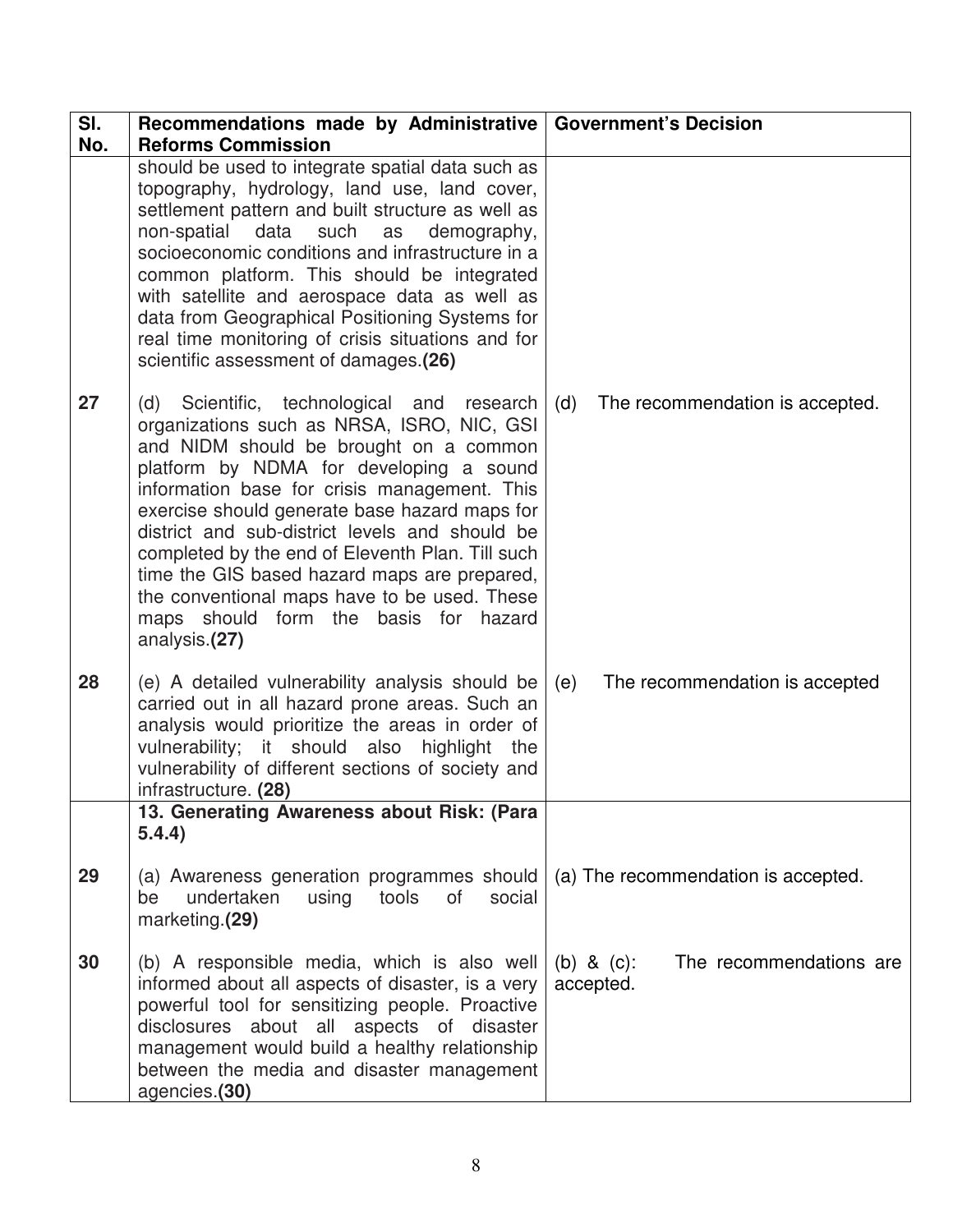| Sl. No. | Recommendations made by Administrative Reforms Commission | Government's Decision |
|---|---|---|
| | should be used to integrate spatial data such as topography, hydrology, land use, land cover, settlement pattern and built structure as well as non-spatial data such as demography, socioeconomic conditions and infrastructure in a common platform. This should be integrated with satellite and aerospace data as well as data from Geographical Positioning Systems for real time monitoring of crisis situations and for scientific assessment of damages.**(26)** | |
| 27 | (d) Scientific, technological and research organizations such as NRSA, ISRO, NIC, GSI and NIDM should be brought on a common platform by NDMA for developing a sound information base for crisis management. This exercise should generate base hazard maps for district and sub-district levels and should be completed by the end of Eleventh Plan. Till such time the GIS based hazard maps are prepared, the conventional maps have to be used. These maps should form the basis for hazard analysis.**(27)** | (d) The recommendation is accepted. |
| 28 | (e) A detailed vulnerability analysis should be carried out in all hazard prone areas. Such an analysis would prioritize the areas in order of vulnerability; it should also highlight the vulnerability of different sections of society and infrastructure. **(28)** | (e) The recommendation is accepted |
| | **13. Generating Awareness about Risk: (Para 5.4.4)** | |
| 29 | (a) Awareness generation programmes should be undertaken using tools of social marketing.**(29)** | (a) The recommendation is accepted. |
| 30 | (b) A responsible media, which is also well informed about all aspects of disaster, is a very powerful tool for sensitizing people. Proactive disclosures about all aspects of disaster management would build a healthy relationship between the media and disaster management agencies.**(30)** | (b) & (c): The recommendations are accepted. |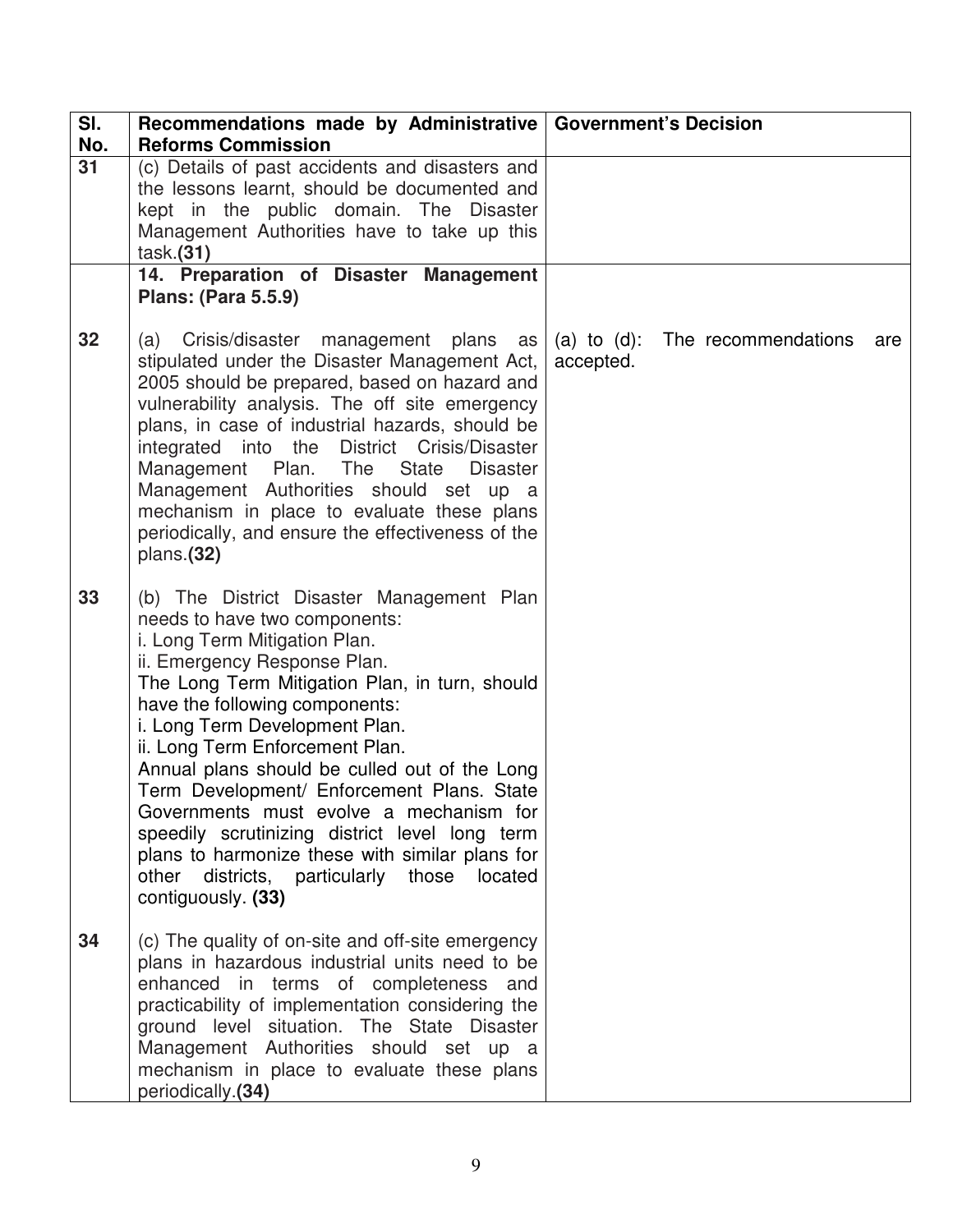| Sl. No. | Recommendations made by Administrative Reforms Commission | Government's Decision |
|---|---|---|
| 31 | (c) Details of past accidents and disasters and the lessons learnt, should be documented and kept in the public domain. The Disaster Management Authorities have to take up this task.**(31)** | |
| | **14. Preparation of Disaster Management Plans: (Para 5.5.9)** | |
| 32 | (a) Crisis/disaster management plans as stipulated under the Disaster Management Act, 2005 should be prepared, based on hazard and vulnerability analysis. The off site emergency plans, in case of industrial hazards, should be integrated into the District Crisis/Disaster Management Plan. The State Disaster Management Authorities should set up a mechanism in place to evaluate these plans periodically, and ensure the effectiveness of the plans.**(32)** | (a) to (d): The recommendations are accepted. |
| 33 | (b) The District Disaster Management Plan needs to have two components:<br>i. Long Term Mitigation Plan.<br>ii. Emergency Response Plan.<br>The Long Term Mitigation Plan, in turn, should have the following components:<br>i. Long Term Development Plan.<br>ii. Long Term Enforcement Plan.<br>Annual plans should be culled out of the Long Term Development/ Enforcement Plans. State Governments must evolve a mechanism for speedily scrutinizing district level long term plans to harmonize these with similar plans for other districts, particularly those located contiguously. **(33)** | |
| 34 | (c) The quality of on-site and off-site emergency plans in hazardous industrial units need to be enhanced in terms of completeness and practicability of implementation considering the ground level situation. The State Disaster Management Authorities should set up a mechanism in place to evaluate these plans periodically.**(34)** | |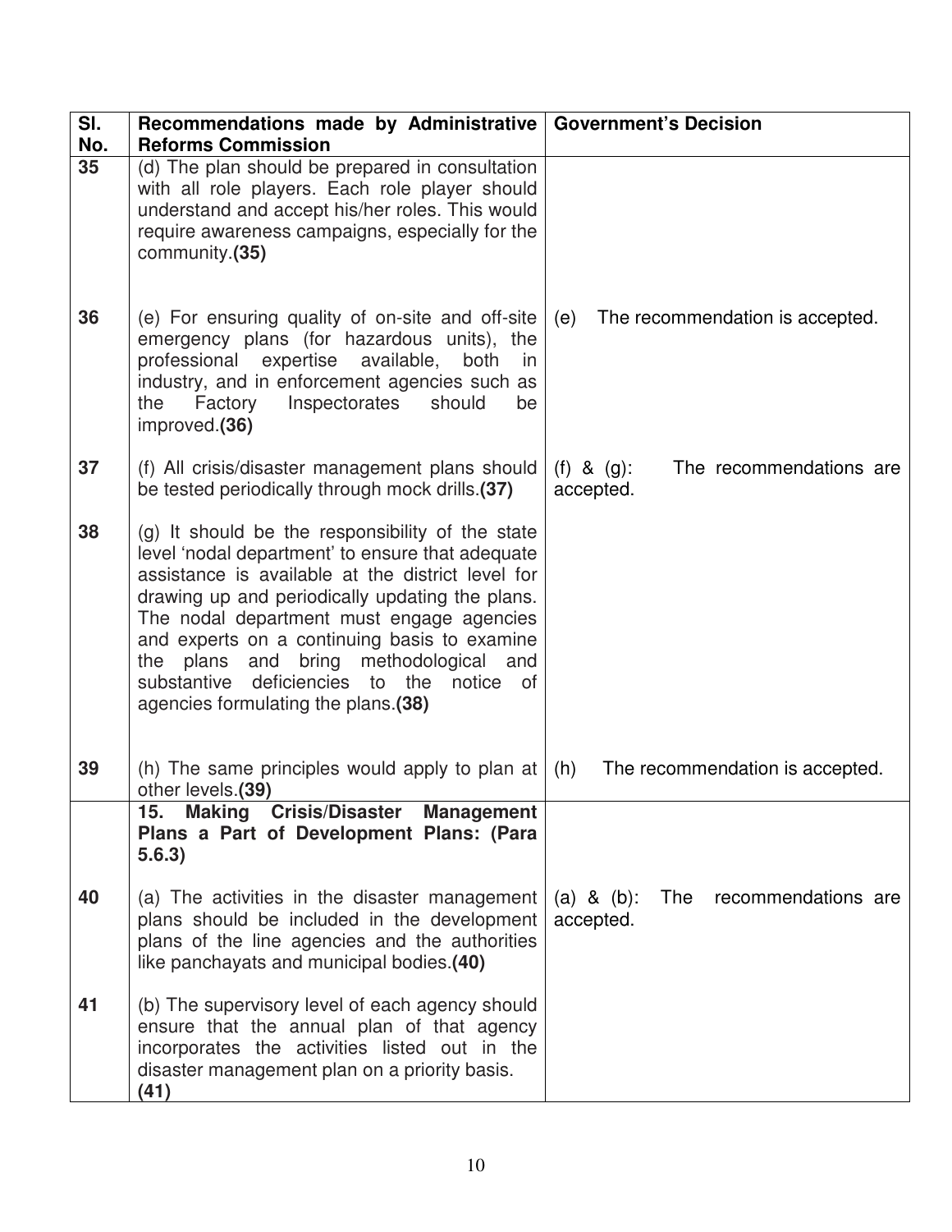| Sl. No. | Recommendations made by Administrative Reforms Commission | Government's Decision |
|---|---|---|
| 35 | (d) The plan should be prepared in consultation with all role players. Each role player should understand and accept his/her roles. This would require awareness campaigns, especially for the community.**(35)** | |
| 36 | (e) For ensuring quality of on-site and off-site emergency plans (for hazardous units), the professional expertise available, both in industry, and in enforcement agencies such as the Factory Inspectorates should be improved.**(36)** | (e) The recommendation is accepted. |
| 37 | (f) All crisis/disaster management plans should be tested periodically through mock drills.**(37)** | (f) & (g): The recommendations are accepted. |
| 38 | (g) It should be the responsibility of the state level 'nodal department' to ensure that adequate assistance is available at the district level for drawing up and periodically updating the plans. The nodal department must engage agencies and experts on a continuing basis to examine the plans and bring methodological and substantive deficiencies to the notice of agencies formulating the plans.**(38)** | |
| 39 | (h) The same principles would apply to plan at other levels.**(39)** | (h) The recommendation is accepted. |
| | **15. Making Crisis/Disaster Management Plans a Part of Development Plans: (Para 5.6.3)** | |
| 40 | (a) The activities in the disaster management plans should be included in the development plans of the line agencies and the authorities like panchayats and municipal bodies.**(40)** | (a) & (b): The recommendations are accepted. |
| 41 | (b) The supervisory level of each agency should ensure that the annual plan of that agency incorporates the activities listed out in the disaster management plan on a priority basis. **(41)** | |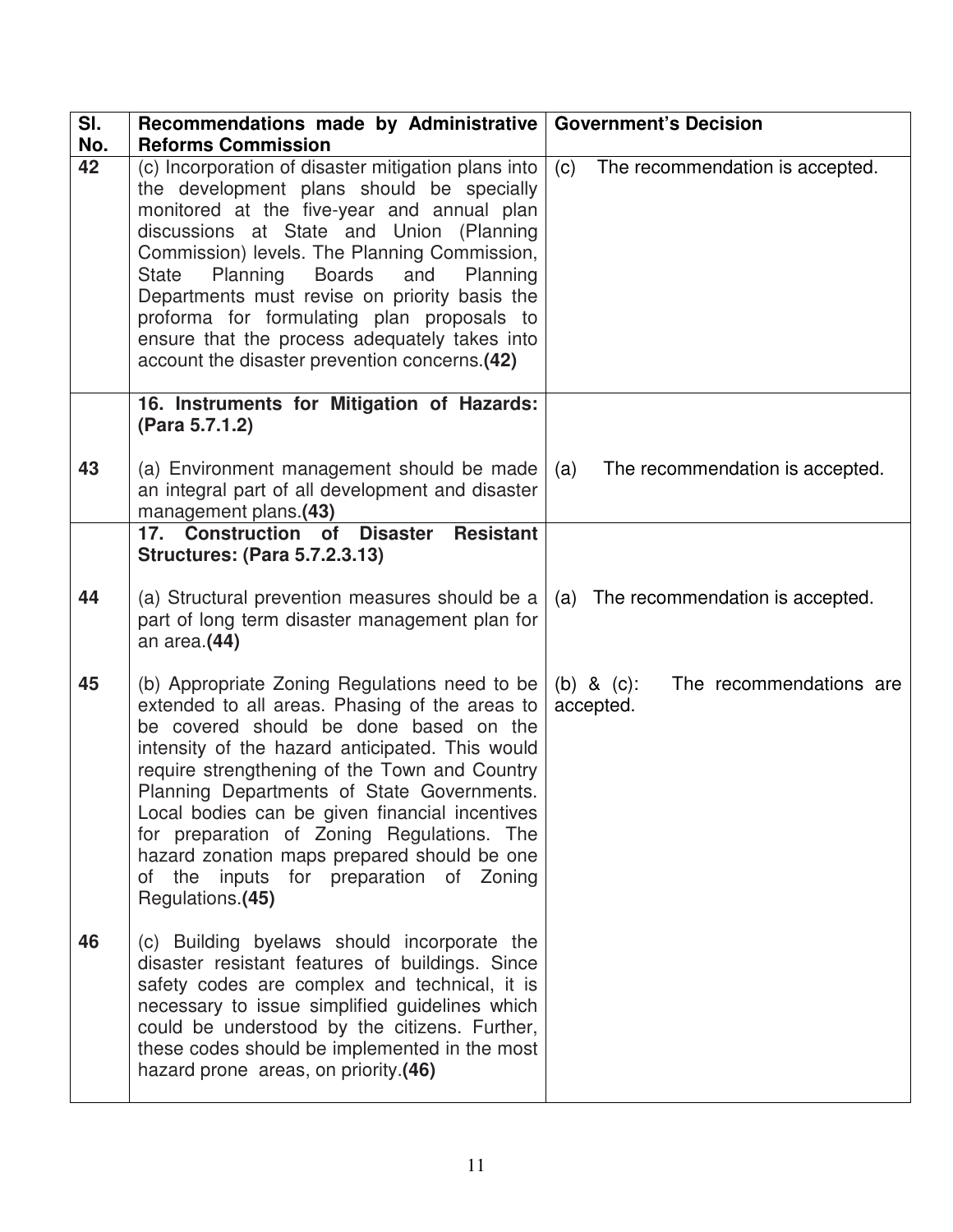| Sl. No. | Recommendations made by Administrative Reforms Commission | Government's Decision |
|---|---|---|
| 42 | (c) Incorporation of disaster mitigation plans into the development plans should be specially monitored at the five-year and annual plan discussions at State and Union (Planning Commission) levels. The Planning Commission, State Planning Boards and Planning Departments must revise on priority basis the proforma for formulating plan proposals to ensure that the process adequately takes into account the disaster prevention concerns.**(42)** | (c) The recommendation is accepted. |
| | **16. Instruments for Mitigation of Hazards: (Para 5.7.1.2)** | |
| 43 | (a) Environment management should be made an integral part of all development and disaster management plans.**(43)** | (a) The recommendation is accepted. |
| | **17. Construction of Disaster Resistant Structures: (Para 5.7.2.3.13)** | |
| 44 | (a) Structural prevention measures should be a part of long term disaster management plan for an area.**(44)** | (a) The recommendation is accepted. |
| 45 | (b) Appropriate Zoning Regulations need to be extended to all areas. Phasing of the areas to be covered should be done based on the intensity of the hazard anticipated. This would require strengthening of the Town and Country Planning Departments of State Governments. Local bodies can be given financial incentives for preparation of Zoning Regulations. The hazard zonation maps prepared should be one of the inputs for preparation of Zoning Regulations.**(45)** | (b) & (c): The recommendations are accepted. |
| 46 | (c) Building byelaws should incorporate the disaster resistant features of buildings. Since safety codes are complex and technical, it is necessary to issue simplified guidelines which could be understood by the citizens. Further, these codes should be implemented in the most hazard prone areas, on priority.**(46)** | |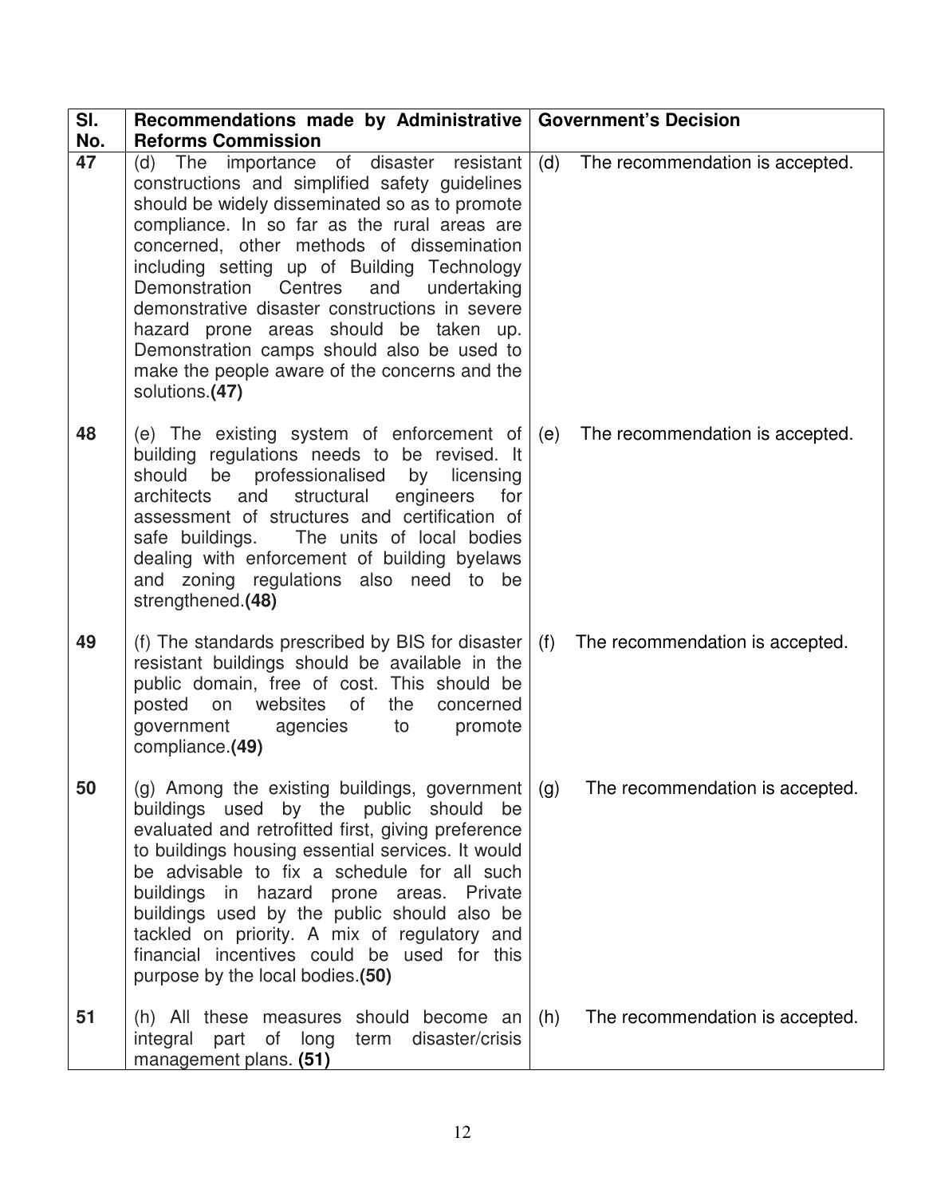| Sl. No. | Recommendations made by Administrative Reforms Commission | Government's Decision |
|---|---|---|
| 47 | (d) The importance of disaster resistant constructions and simplified safety guidelines should be widely disseminated so as to promote compliance. In so far as the rural areas are concerned, other methods of dissemination including setting up of Building Technology Demonstration Centres and undertaking demonstrative disaster constructions in severe hazard prone areas should be taken up. Demonstration camps should also be used to make the people aware of the concerns and the solutions.**(47)** | (d) The recommendation is accepted. |
| 48 | (e) The existing system of enforcement of building regulations needs to be revised. It should be professionalised by licensing architects and structural engineers for assessment of structures and certification of safe buildings. The units of local bodies dealing with enforcement of building byelaws and zoning regulations also need to be strengthened.**(48)** | (e) The recommendation is accepted. |
| 49 | (f) The standards prescribed by BIS for disaster resistant buildings should be available in the public domain, free of cost. This should be posted on websites of the concerned government agencies to promote compliance.**(49)** | (f) The recommendation is accepted. |
| 50 | (g) Among the existing buildings, government buildings used by the public should be evaluated and retrofitted first, giving preference to buildings housing essential services. It would be advisable to fix a schedule for all such buildings in hazard prone areas. Private buildings used by the public should also be tackled on priority. A mix of regulatory and financial incentives could be used for this purpose by the local bodies.**(50)** | (g) The recommendation is accepted. |
| 51 | (h) All these measures should become an integral part of long term disaster/crisis management plans. **(51)** | (h) The recommendation is accepted. |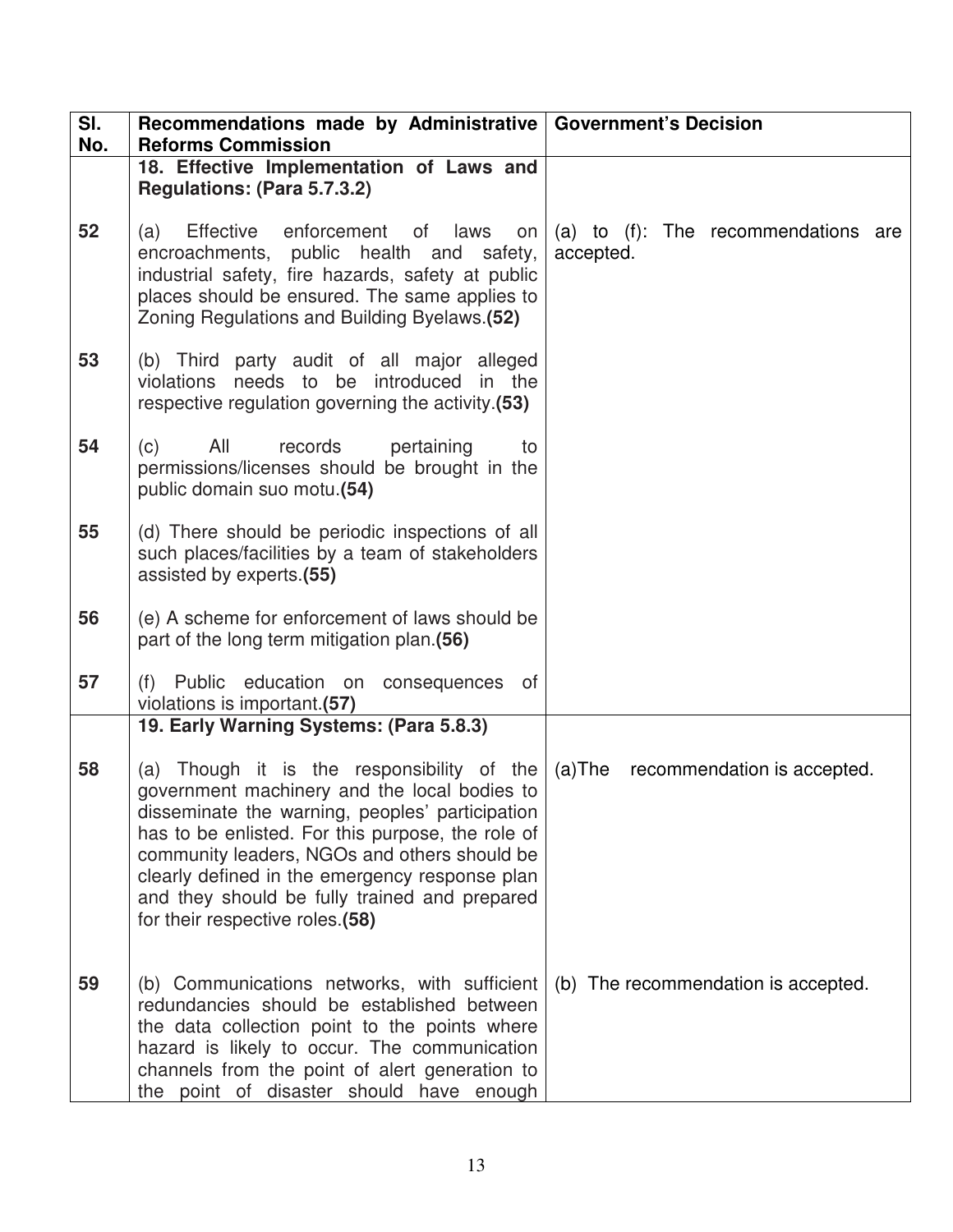| Sl. No. | Recommendations made by Administrative Reforms Commission | Government's Decision |
|---|---|---|
| | **18. Effective Implementation of Laws and Regulations: (Para 5.7.3.2)** | |
| 52 | (a) Effective enforcement of laws on encroachments, public health and safety, industrial safety, fire hazards, safety at public places should be ensured. The same applies to Zoning Regulations and Building Byelaws.**(52)** | (a) to (f): The recommendations are accepted. |
| 53 | (b) Third party audit of all major alleged violations needs to be introduced in the respective regulation governing the activity.**(53)** | |
| 54 | (c) All records pertaining to permissions/licenses should be brought in the public domain suo motu.**(54)** | |
| 55 | (d) There should be periodic inspections of all such places/facilities by a team of stakeholders assisted by experts.**(55)** | |
| 56 | (e) A scheme for enforcement of laws should be part of the long term mitigation plan.**(56)** | |
| 57 | (f) Public education on consequences of violations is important.**(57)** | |
| | **19. Early Warning Systems: (Para 5.8.3)** | |
| 58 | (a) Though it is the responsibility of the government machinery and the local bodies to disseminate the warning, peoples' participation has to be enlisted. For this purpose, the role of community leaders, NGOs and others should be clearly defined in the emergency response plan and they should be fully trained and prepared for their respective roles.**(58)** | (a)The recommendation is accepted. |
| 59 | (b) Communications networks, with sufficient redundancies should be established between the data collection point to the points where hazard is likely to occur. The communication channels from the point of alert generation to the point of disaster should have enough | (b) The recommendation is accepted. |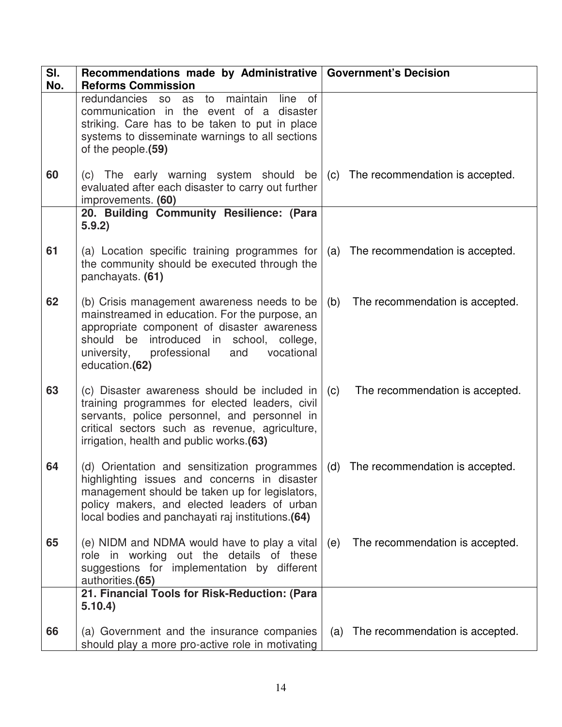| Sl. No. | Recommendations made by Administrative Reforms Commission | Government's Decision |
|---|---|---|
| | redundancies so as to maintain line of communication in the event of a disaster striking. Care has to be taken to put in place systems to disseminate warnings to all sections of the people.**(59)** | |
| 60 | (c) The early warning system should be evaluated after each disaster to carry out further improvements. **(60)** | (c) The recommendation is accepted. |
| | **20. Building Community Resilience: (Para 5.9.2)** | |
| 61 | (a) Location specific training programmes for the community should be executed through the panchayats. **(61)** | (a) The recommendation is accepted. |
| 62 | (b) Crisis management awareness needs to be mainstreamed in education. For the purpose, an appropriate component of disaster awareness should be introduced in school, college, university, professional and vocational education.**(62)** | (b) The recommendation is accepted. |
| 63 | (c) Disaster awareness should be included in training programmes for elected leaders, civil servants, police personnel, and personnel in critical sectors such as revenue, agriculture, irrigation, health and public works.**(63)** | (c) The recommendation is accepted. |
| 64 | (d) Orientation and sensitization programmes highlighting issues and concerns in disaster management should be taken up for legislators, policy makers, and elected leaders of urban local bodies and panchayati raj institutions.**(64)** | (d) The recommendation is accepted. |
| 65 | (e) NIDM and NDMA would have to play a vital role in working out the details of these suggestions for implementation by different authorities.**(65)** | (e) The recommendation is accepted. |
| | **21. Financial Tools for Risk-Reduction: (Para 5.10.4)** | |
| 66 | (a) Government and the insurance companies should play a more pro-active role in motivating | (a) The recommendation is accepted. |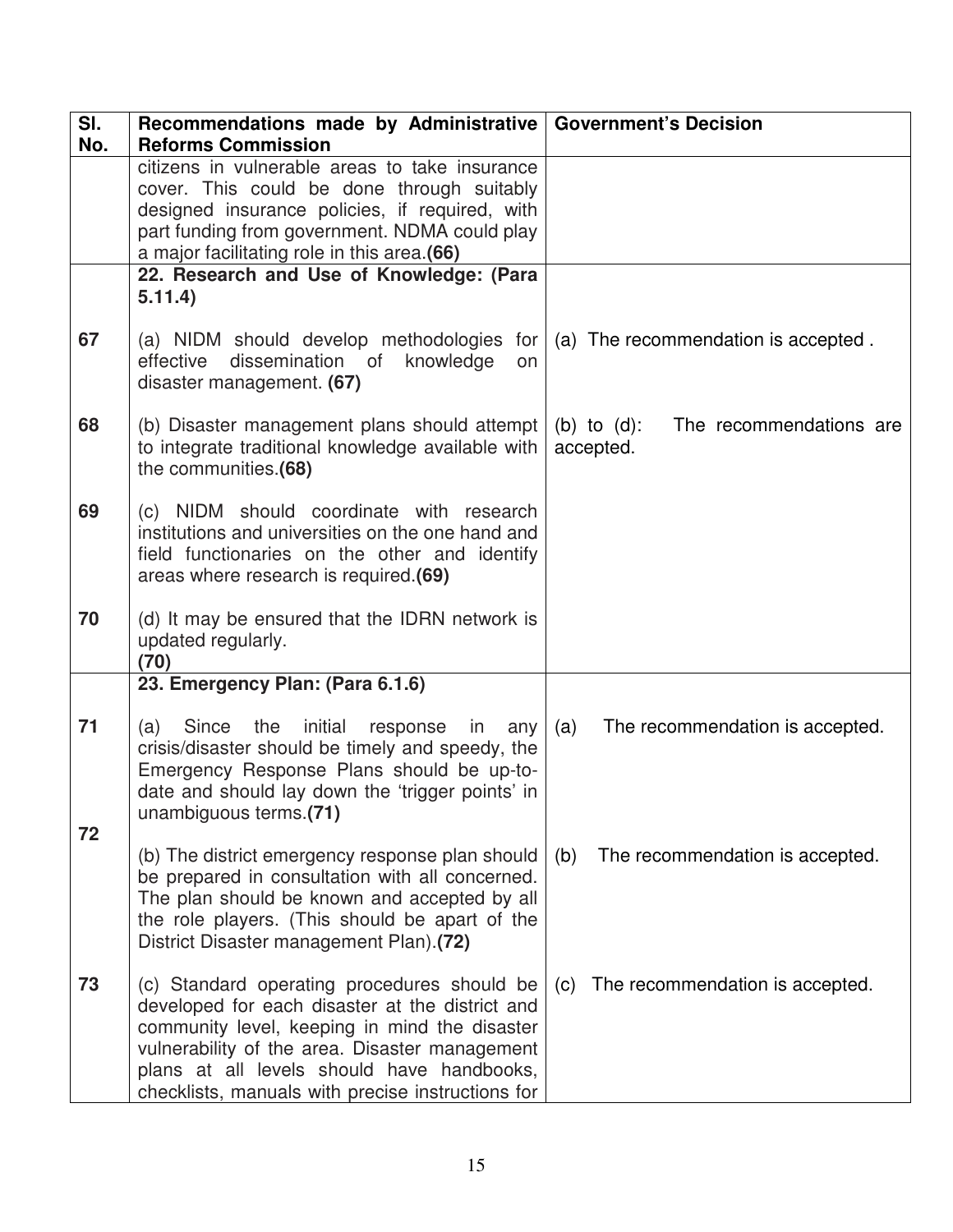| Sl. No. | Recommendations made by Administrative Reforms Commission | Government's Decision |
|---|---|---|
| | citizens in vulnerable areas to take insurance cover. This could be done through suitably designed insurance policies, if required, with part funding from government. NDMA could play a major facilitating role in this area.**(66)** | |
| | **22. Research and Use of Knowledge: (Para 5.11.4)** | |
| 67 | (a) NIDM should develop methodologies for effective dissemination of knowledge on disaster management. **(67)** | (a) The recommendation is accepted . |
| 68 | (b) Disaster management plans should attempt to integrate traditional knowledge available with the communities.**(68)** | (b) to (d): The recommendations are accepted. |
| 69 | (c) NIDM should coordinate with research institutions and universities on the one hand and field functionaries on the other and identify areas where research is required.**(69)** | |
| 70 | (d) It may be ensured that the IDRN network is updated regularly. **(70)** | |
| | **23. Emergency Plan: (Para 6.1.6)** | |
| 71 | (a) Since the initial response in any crisis/disaster should be timely and speedy, the Emergency Response Plans should be up-to-date and should lay down the 'trigger points' in unambiguous terms.**(71)** | (a) The recommendation is accepted. |
| 72 | (b) The district emergency response plan should be prepared in consultation with all concerned. The plan should be known and accepted by all the role players. (This should be apart of the District Disaster management Plan).**(72)** | (b) The recommendation is accepted. |
| 73 | (c) Standard operating procedures should be developed for each disaster at the district and community level, keeping in mind the disaster vulnerability of the area. Disaster management plans at all levels should have handbooks, checklists, manuals with precise instructions for | (c) The recommendation is accepted. |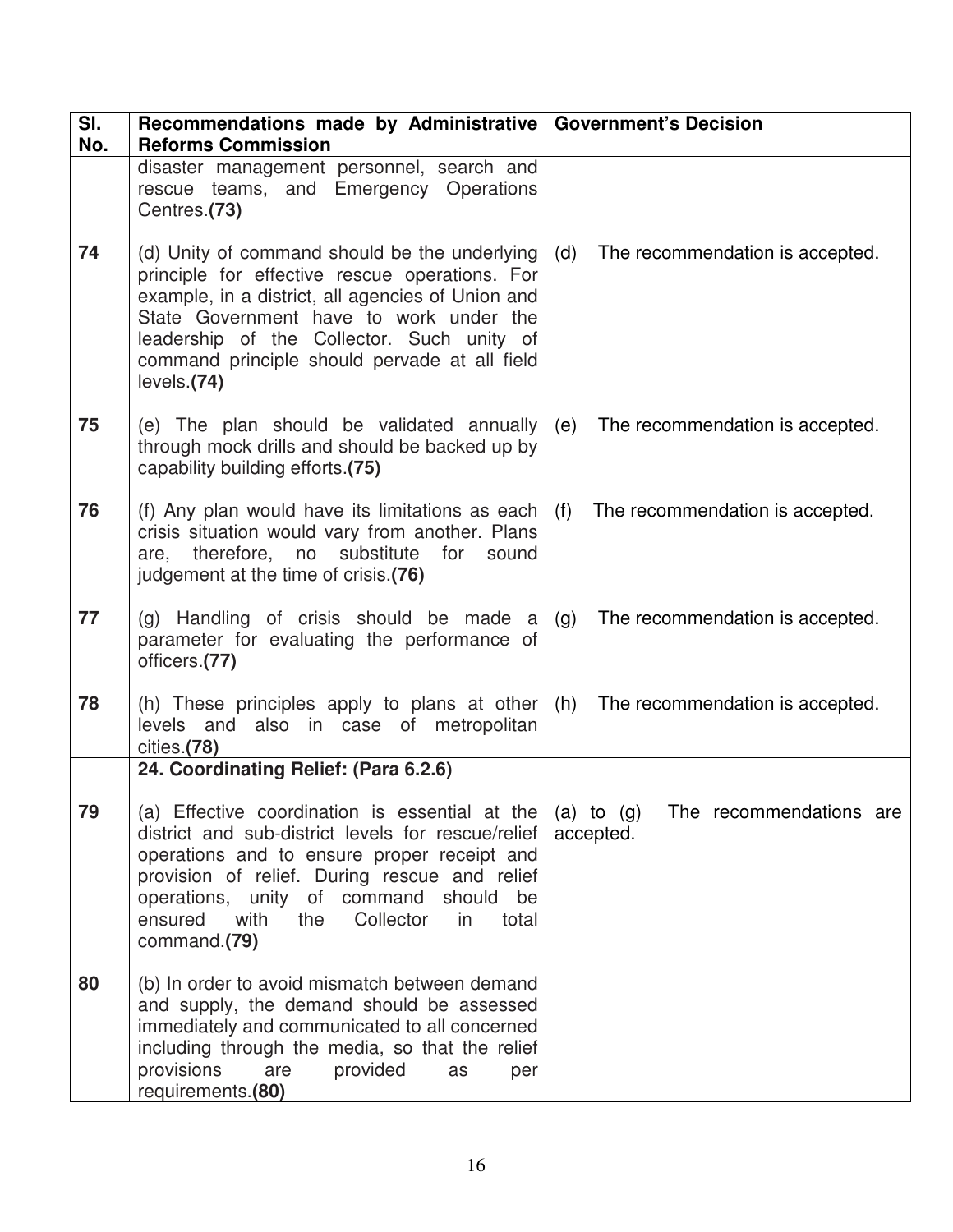| Sl. No. | Recommendations made by Administrative Reforms Commission | Government's Decision |
|---|---|---|
| | disaster management personnel, search and rescue teams, and Emergency Operations Centres.**(73)** | |
| 74 | (d) Unity of command should be the underlying principle for effective rescue operations. For example, in a district, all agencies of Union and State Government have to work under the leadership of the Collector. Such unity of command principle should pervade at all field levels.**(74)** | (d) The recommendation is accepted. |
| 75 | (e) The plan should be validated annually through mock drills and should be backed up by capability building efforts.**(75)** | (e) The recommendation is accepted. |
| 76 | (f) Any plan would have its limitations as each crisis situation would vary from another. Plans are, therefore, no substitute for sound judgement at the time of crisis.**(76)** | (f) The recommendation is accepted. |
| 77 | (g) Handling of crisis should be made a parameter for evaluating the performance of officers.**(77)** | (g) The recommendation is accepted. |
| 78 | (h) These principles apply to plans at other levels and also in case of metropolitan cities.**(78)** | (h) The recommendation is accepted. |
| | **24. Coordinating Relief: (Para 6.2.6)** | |
| 79 | (a) Effective coordination is essential at the district and sub-district levels for rescue/relief operations and to ensure proper receipt and provision of relief. During rescue and relief operations, unity of command should be ensured with the Collector in total command.**(79)** | (a) to (g) The recommendations are accepted. |
| 80 | (b) In order to avoid mismatch between demand and supply, the demand should be assessed immediately and communicated to all concerned including through the media, so that the relief provisions are provided as per requirements.**(80)** | |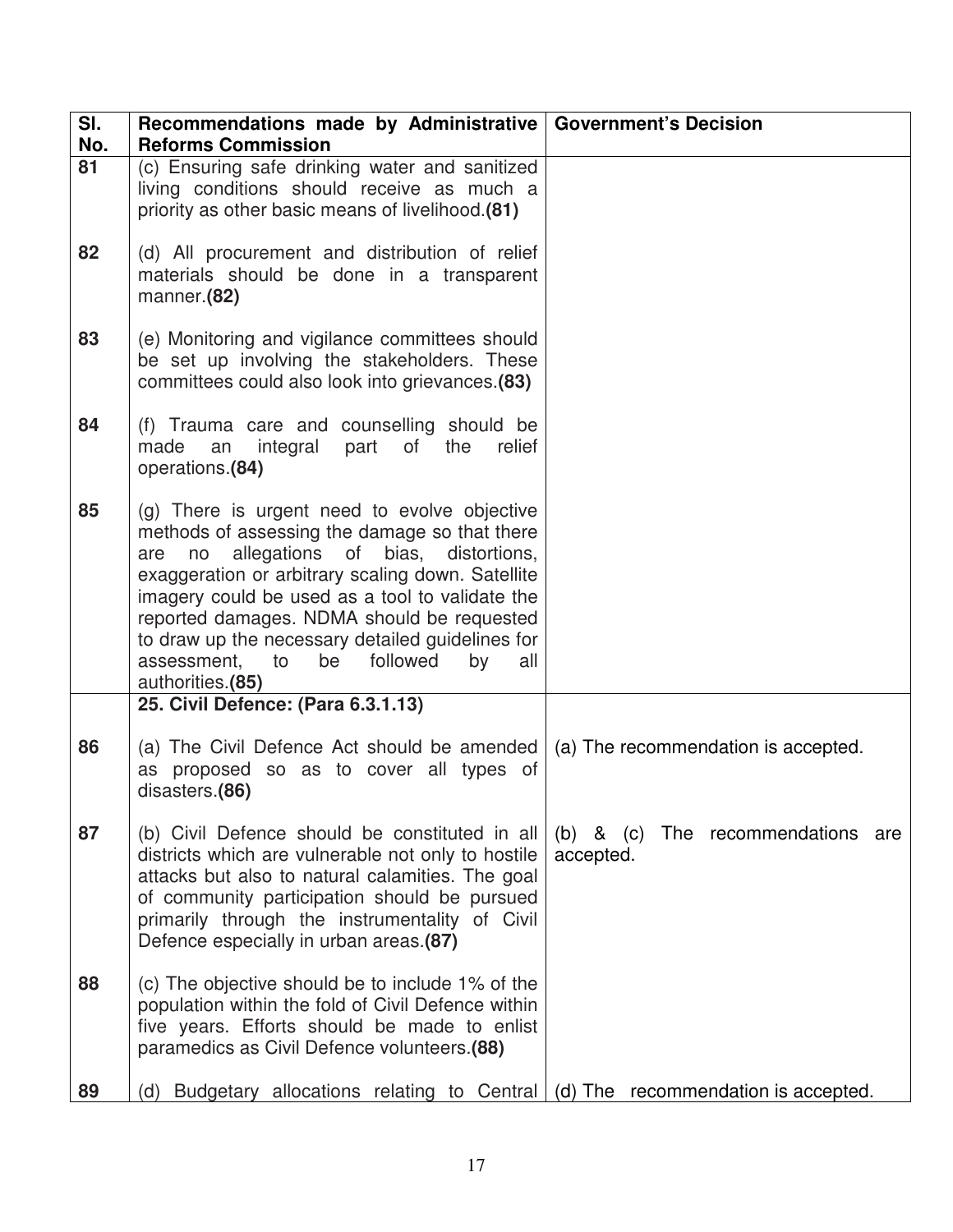| Sl. No. | Recommendations made by Administrative Reforms Commission | Government's Decision |
|---|---|---|
| 81 | (c) Ensuring safe drinking water and sanitized living conditions should receive as much a priority as other basic means of livelihood.**(81)** | |
| 82 | (d) All procurement and distribution of relief materials should be done in a transparent manner.**(82)** | |
| 83 | (e) Monitoring and vigilance committees should be set up involving the stakeholders. These committees could also look into grievances.**(83)** | |
| 84 | (f) Trauma care and counselling should be made an integral part of the relief operations.**(84)** | |
| 85 | (g) There is urgent need to evolve objective methods of assessing the damage so that there are no allegations of bias, distortions, exaggeration or arbitrary scaling down. Satellite imagery could be used as a tool to validate the reported damages. NDMA should be requested to draw up the necessary detailed guidelines for assessment, to be followed by all authorities.**(85)** | |
| | **25. Civil Defence: (Para 6.3.1.13)** | |
| 86 | (a) The Civil Defence Act should be amended as proposed so as to cover all types of disasters.**(86)** | (a) The recommendation is accepted. |
| 87 | (b) Civil Defence should be constituted in all districts which are vulnerable not only to hostile attacks but also to natural calamities. The goal of community participation should be pursued primarily through the instrumentality of Civil Defence especially in urban areas.**(87)** | (b) & (c) The recommendations are accepted. |
| 88 | (c) The objective should be to include 1% of the population within the fold of Civil Defence within five years. Efforts should be made to enlist paramedics as Civil Defence volunteers.**(88)** | |
| 89 | (d) Budgetary allocations relating to Central | (d) The recommendation is accepted. |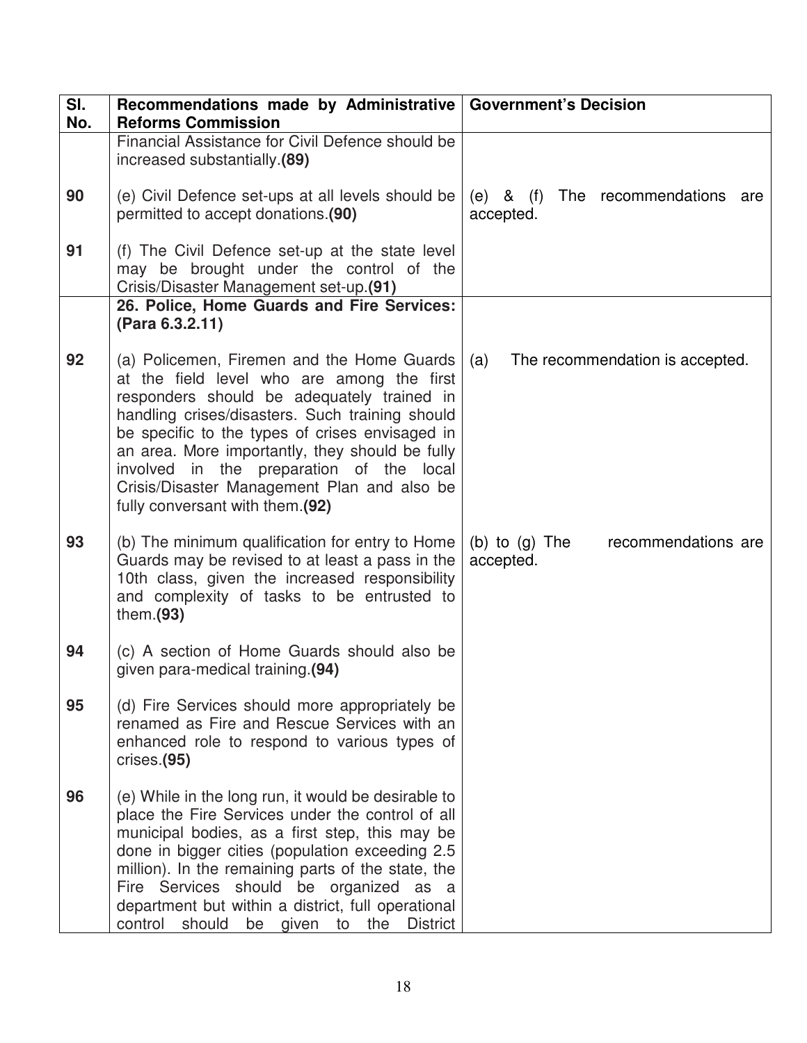| Sl. No. | Recommendations made by Administrative Reforms Commission | Government's Decision |
|---|---|---|
| | Financial Assistance for Civil Defence should be increased substantially.**(89)** | |
| 90 | (e) Civil Defence set-ups at all levels should be permitted to accept donations.**(90)** | (e) & (f) The recommendations are accepted. |
| 91 | (f) The Civil Defence set-up at the state level may be brought under the control of the Crisis/Disaster Management set-up.**(91)** | |
| | **26. Police, Home Guards and Fire Services: (Para 6.3.2.11)** | |
| 92 | (a) Policemen, Firemen and the Home Guards at the field level who are among the first responders should be adequately trained in handling crises/disasters. Such training should be specific to the types of crises envisaged in an area. More importantly, they should be fully involved in the preparation of the local Crisis/Disaster Management Plan and also be fully conversant with them.**(92)** | (a) The recommendation is accepted. |
| 93 | (b) The minimum qualification for entry to Home Guards may be revised to at least a pass in the 10th class, given the increased responsibility and complexity of tasks to be entrusted to them.**(93)** | (b) to (g) The recommendations are accepted. |
| 94 | (c) A section of Home Guards should also be given para-medical training.**(94)** | |
| 95 | (d) Fire Services should more appropriately be renamed as Fire and Rescue Services with an enhanced role to respond to various types of crises.**(95)** | |
| 96 | (e) While in the long run, it would be desirable to place the Fire Services under the control of all municipal bodies, as a first step, this may be done in bigger cities (population exceeding 2.5 million). In the remaining parts of the state, the Fire Services should be organized as a department but within a district, full operational control should be given to the District | |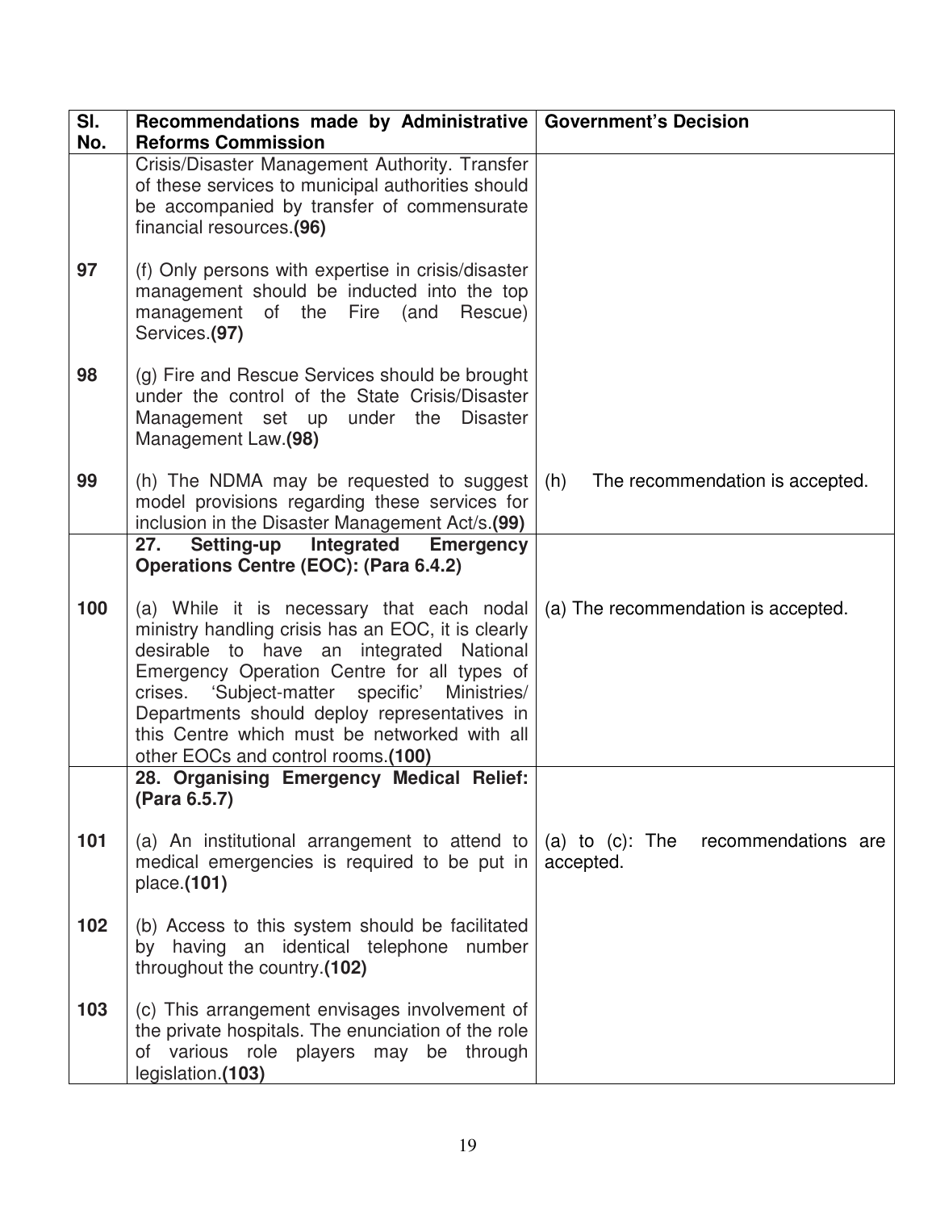| Sl. No. | Recommendations made by Administrative Reforms Commission | Government's Decision |
|---|---|---|
| | Crisis/Disaster Management Authority. Transfer of these services to municipal authorities should be accompanied by transfer of commensurate financial resources.**(96)** | |
| 97 | (f) Only persons with expertise in crisis/disaster management should be inducted into the top management of the Fire (and Rescue) Services.**(97)** | |
| 98 | (g) Fire and Rescue Services should be brought under the control of the State Crisis/Disaster Management set up under the Disaster Management Law.**(98)** | |
| 99 | (h) The NDMA may be requested to suggest model provisions regarding these services for inclusion in the Disaster Management Act/s.**(99)** | (h) The recommendation is accepted. |
| | **27. Setting-up Integrated Emergency Operations Centre (EOC): (Para 6.4.2)** | |
| 100 | (a) While it is necessary that each nodal ministry handling crisis has an EOC, it is clearly desirable to have an integrated National Emergency Operation Centre for all types of crises. 'Subject-matter specific' Ministries/ Departments should deploy representatives in this Centre which must be networked with all other EOCs and control rooms.**(100)** | (a) The recommendation is accepted. |
| | **28. Organising Emergency Medical Relief: (Para 6.5.7)** | |
| 101 | (a) An institutional arrangement to attend to medical emergencies is required to be put in place.**(101)** | (a) to (c): The recommendations are accepted. |
| 102 | (b) Access to this system should be facilitated by having an identical telephone number throughout the country.**(102)** | |
| 103 | (c) This arrangement envisages involvement of the private hospitals. The enunciation of the role of various role players may be through legislation.**(103)** | |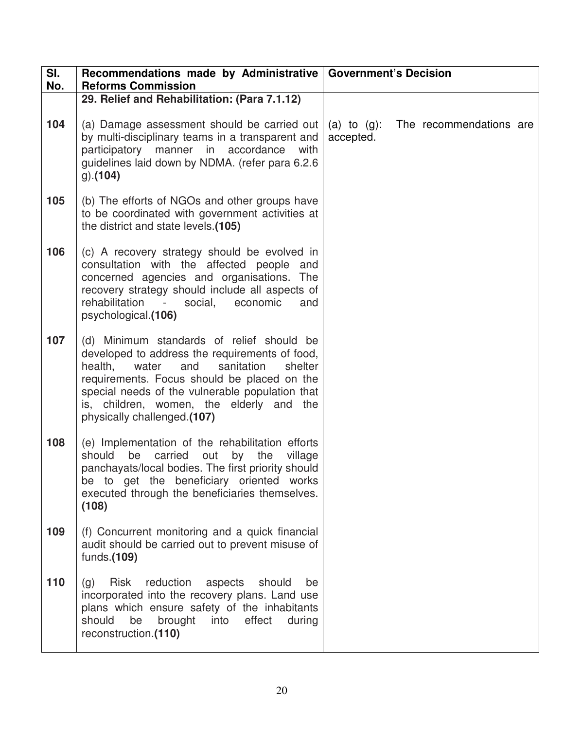| Sl. No. | Recommendations made by Administrative Reforms Commission | Government's Decision |
|---|---|---|
| | **29. Relief and Rehabilitation: (Para 7.1.12)** | |
| 104 | (a) Damage assessment should be carried out by multi-disciplinary teams in a transparent and participatory manner in accordance with guidelines laid down by NDMA. (refer para 6.2.6 g).**(104)** | (a) to (g): The recommendations are accepted. |
| 105 | (b) The efforts of NGOs and other groups have to be coordinated with government activities at the district and state levels.**(105)** | |
| 106 | (c) A recovery strategy should be evolved in consultation with the affected people and concerned agencies and organisations. The recovery strategy should include all aspects of rehabilitation - social, economic and psychological.**(106)** | |
| 107 | (d) Minimum standards of relief should be developed to address the requirements of food, health, water and sanitation shelter requirements. Focus should be placed on the special needs of the vulnerable population that is, children, women, the elderly and the physically challenged.**(107)** | |
| 108 | (e) Implementation of the rehabilitation efforts should be carried out by the village panchayats/local bodies. The first priority should be to get the beneficiary oriented works executed through the beneficiaries themselves. **(108)** | |
| 109 | (f) Concurrent monitoring and a quick financial audit should be carried out to prevent misuse of funds.**(109)** | |
| 110 | (g) Risk reduction aspects should be incorporated into the recovery plans. Land use plans which ensure safety of the inhabitants should be brought into effect during reconstruction.**(110)** | |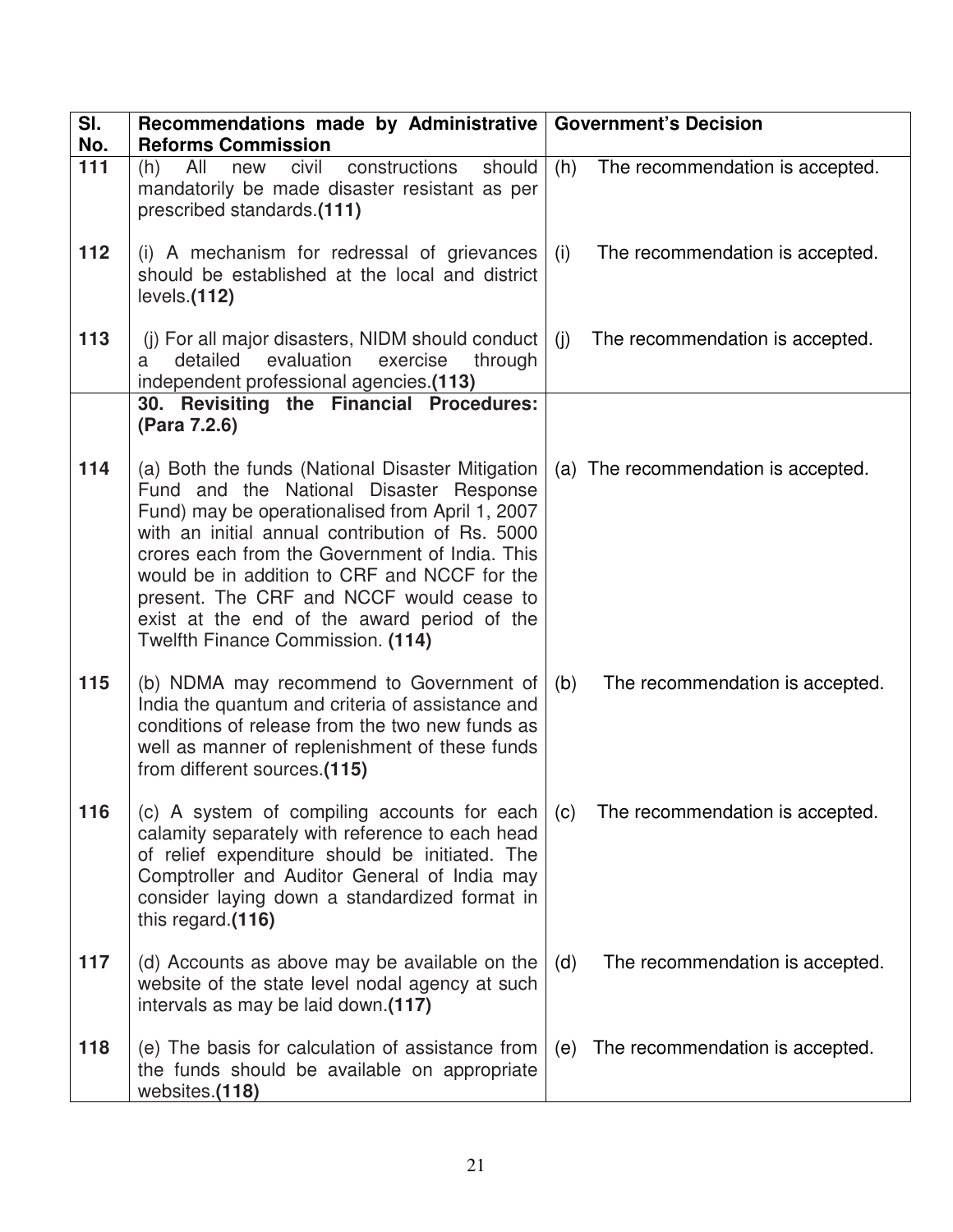| Sl. No. | Recommendations made by Administrative Reforms Commission | Government's Decision |
|---|---|---|
| 111 | (h) All new civil constructions should mandatorily be made disaster resistant as per prescribed standards.**(111)** | (h) The recommendation is accepted. |
| 112 | (i) A mechanism for redressal of grievances should be established at the local and district levels.**(112)** | (i) The recommendation is accepted. |
| 113 | (j) For all major disasters, NIDM should conduct a detailed evaluation exercise through independent professional agencies.**(113)** | (j) The recommendation is accepted. |
| | **30. Revisiting the Financial Procedures: (Para 7.2.6)** | |
| 114 | (a) Both the funds (National Disaster Mitigation Fund and the National Disaster Response Fund) may be operationalised from April 1, 2007 with an initial annual contribution of Rs. 5000 crores each from the Government of India. This would be in addition to CRF and NCCF for the present. The CRF and NCCF would cease to exist at the end of the award period of the Twelfth Finance Commission. **(114)** | (a) The recommendation is accepted. |
| 115 | (b) NDMA may recommend to Government of India the quantum and criteria of assistance and conditions of release from the two new funds as well as manner of replenishment of these funds from different sources.**(115)** | (b) The recommendation is accepted. |
| 116 | (c) A system of compiling accounts for each calamity separately with reference to each head of relief expenditure should be initiated. The Comptroller and Auditor General of India may consider laying down a standardized format in this regard.**(116)** | (c) The recommendation is accepted. |
| 117 | (d) Accounts as above may be available on the website of the state level nodal agency at such intervals as may be laid down.**(117)** | (d) The recommendation is accepted. |
| 118 | (e) The basis for calculation of assistance from the funds should be available on appropriate websites.**(118)** | (e) The recommendation is accepted. |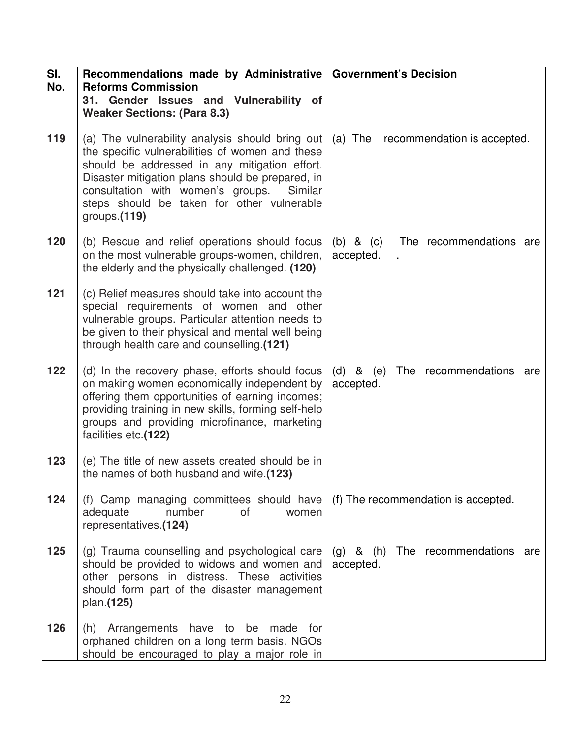| Sl. No. | Recommendations made by Administrative Reforms Commission | Government's Decision |
|---|---|---|
| | **31. Gender Issues and Vulnerability of Weaker Sections: (Para 8.3)** | |
| **119** | (a) The vulnerability analysis should bring out the specific vulnerabilities of women and these should be addressed in any mitigation effort. Disaster mitigation plans should be prepared, in consultation with women's groups. Similar steps should be taken for other vulnerable groups.**(119)** | (a) The recommendation is accepted. |
| **120** | (b) Rescue and relief operations should focus on the most vulnerable groups-women, children, the elderly and the physically challenged. **(120)** | (b) & (c) The recommendations are accepted. . |
| **121** | (c) Relief measures should take into account the special requirements of women and other vulnerable groups. Particular attention needs to be given to their physical and mental well being through health care and counselling.**(121)** | |
| **122** | (d) In the recovery phase, efforts should focus on making women economically independent by offering them opportunities of earning incomes; providing training in new skills, forming self-help groups and providing microfinance, marketing facilities etc.**(122)** | (d) & (e) The recommendations are accepted. |
| **123** | (e) The title of new assets created should be in the names of both husband and wife.**(123)** | |
| **124** | (f) Camp managing committees should have adequate number of women representatives.**(124)** | (f) The recommendation is accepted. |
| **125** | (g) Trauma counselling and psychological care should be provided to widows and women and other persons in distress. These activities should form part of the disaster management plan.**(125)** | (g) & (h) The recommendations are accepted. |
| **126** | (h) Arrangements have to be made for orphaned children on a long term basis. NGOs should be encouraged to play a major role in | |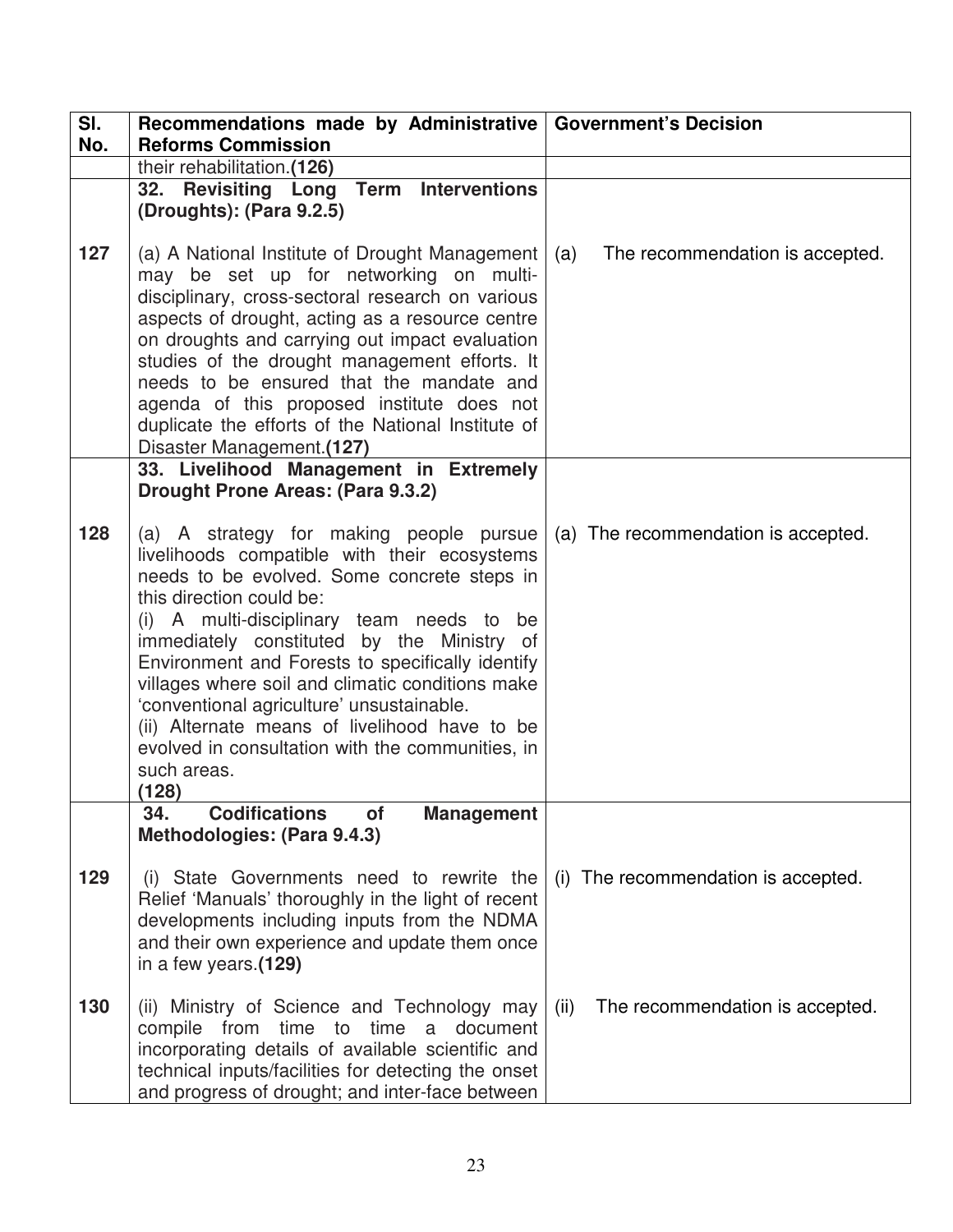| Sl. No. | Recommendations made by Administrative Reforms Commission | Government's Decision |
|---|---|---|
| | their rehabilitation.**(126)** | |
| | **32. Revisiting Long Term Interventions (Droughts): (Para 9.2.5)** | |
| 127 | (a) A National Institute of Drought Management may be set up for networking on multi-disciplinary, cross-sectoral research on various aspects of drought, acting as a resource centre on droughts and carrying out impact evaluation studies of the drought management efforts. It needs to be ensured that the mandate and agenda of this proposed institute does not duplicate the efforts of the National Institute of Disaster Management.**(127)** | (a) The recommendation is accepted. |
| | **33. Livelihood Management in Extremely Drought Prone Areas: (Para 9.3.2)** | |
| 128 | (a) A strategy for making people pursue livelihoods compatible with their ecosystems needs to be evolved. Some concrete steps in this direction could be:<br>(i) A multi-disciplinary team needs to be immediately constituted by the Ministry of Environment and Forests to specifically identify villages where soil and climatic conditions make 'conventional agriculture' unsustainable.<br>(ii) Alternate means of livelihood have to be evolved in consultation with the communities, in such areas.<br>**(128)** | (a) The recommendation is accepted. |
| | **34. Codifications of Management Methodologies: (Para 9.4.3)** | |
| 129 | (i) State Governments need to rewrite the Relief 'Manuals' thoroughly in the light of recent developments including inputs from the NDMA and their own experience and update them once in a few years.**(129)** | (i) The recommendation is accepted. |
| 130 | (ii) Ministry of Science and Technology may compile from time to time a document incorporating details of available scientific and technical inputs/facilities for detecting the onset and progress of drought; and inter-face between | (ii) The recommendation is accepted. |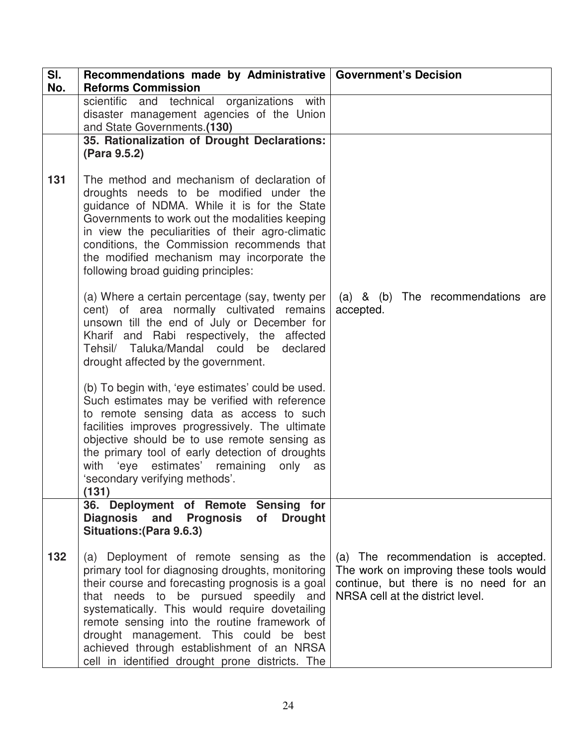| Sl. No. | Recommendations made by Administrative Reforms Commission | Government's Decision |
|---|---|---|
| | scientific and technical organizations with disaster management agencies of the Union and State Governments.**(130)** | |
| | **35. Rationalization of Drought Declarations: (Para 9.5.2)** | |
| 131 | The method and mechanism of declaration of droughts needs to be modified under the guidance of NDMA. While it is for the State Governments to work out the modalities keeping in view the peculiarities of their agro-climatic conditions, the Commission recommends that the modified mechanism may incorporate the following broad guiding principles:<br><br>(a) Where a certain percentage (say, twenty per cent) of area normally cultivated remains unsown till the end of July or December for Kharif and Rabi respectively, the affected Tehsil/ Taluka/Mandal could be declared drought affected by the government.<br><br>(b) To begin with, 'eye estimates' could be used. Such estimates may be verified with reference to remote sensing data as access to such facilities improves progressively. The ultimate objective should be to use remote sensing as the primary tool of early detection of droughts with 'eye estimates' remaining only as 'secondary verifying methods'.<br>**(131)** | (a) & (b) The recommendations are accepted. |
| | **36. Deployment of Remote Sensing for Diagnosis and Prognosis of Drought Situations:(Para 9.6.3)** | |
| 132 | (a) Deployment of remote sensing as the primary tool for diagnosing droughts, monitoring their course and forecasting prognosis is a goal that needs to be pursued speedily and systematically. This would require dovetailing remote sensing into the routine framework of drought management. This could be best achieved through establishment of an NRSA cell in identified drought prone districts. The | (a) The recommendation is accepted. The work on improving these tools would continue, but there is no need for an NRSA cell at the district level. |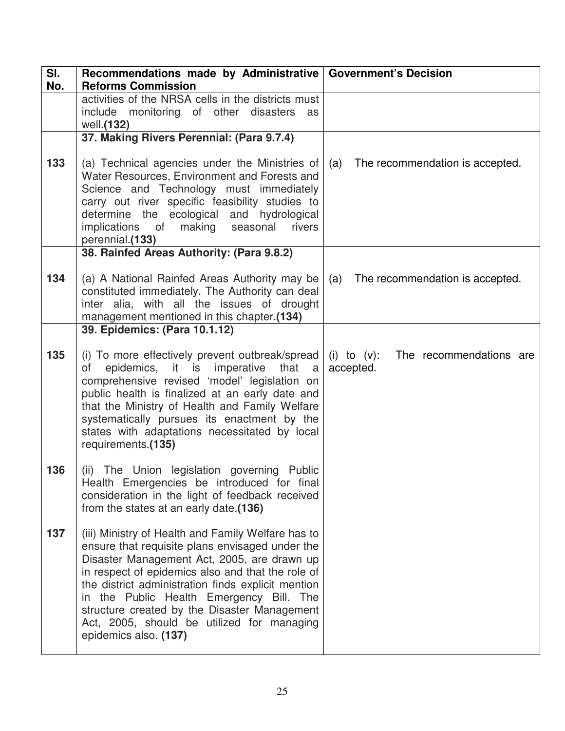| Sl. No. | Recommendations made by Administrative Reforms Commission | Government's Decision |
|---|---|---|
| | activities of the NRSA cells in the districts must include monitoring of other disasters as well.**(132)** | |
| | **37. Making Rivers Perennial: (Para 9.7.4)** | |
| 133 | (a) Technical agencies under the Ministries of Water Resources, Environment and Forests and Science and Technology must immediately carry out river specific feasibility studies to determine the ecological and hydrological implications of making seasonal rivers perennial.**(133)** | (a) The recommendation is accepted. |
| | **38. Rainfed Areas Authority: (Para 9.8.2)** | |
| 134 | (a) A National Rainfed Areas Authority may be constituted immediately. The Authority can deal inter alia, with all the issues of drought management mentioned in this chapter.**(134)** | (a) The recommendation is accepted. |
| | **39. Epidemics: (Para 10.1.12)** | |
| 135 | (i) To more effectively prevent outbreak/spread of epidemics, it is imperative that a comprehensive revised 'model' legislation on public health is finalized at an early date and that the Ministry of Health and Family Welfare systematically pursues its enactment by the states with adaptations necessitated by local requirements.**(135)** | (i) to (v): The recommendations are accepted. |
| 136 | (ii) The Union legislation governing Public Health Emergencies be introduced for final consideration in the light of feedback received from the states at an early date.**(136)** | |
| 137 | (iii) Ministry of Health and Family Welfare has to ensure that requisite plans envisaged under the Disaster Management Act, 2005, are drawn up in respect of epidemics also and that the role of the district administration finds explicit mention in the Public Health Emergency Bill. The structure created by the Disaster Management Act, 2005, should be utilized for managing epidemics also. **(137)** | |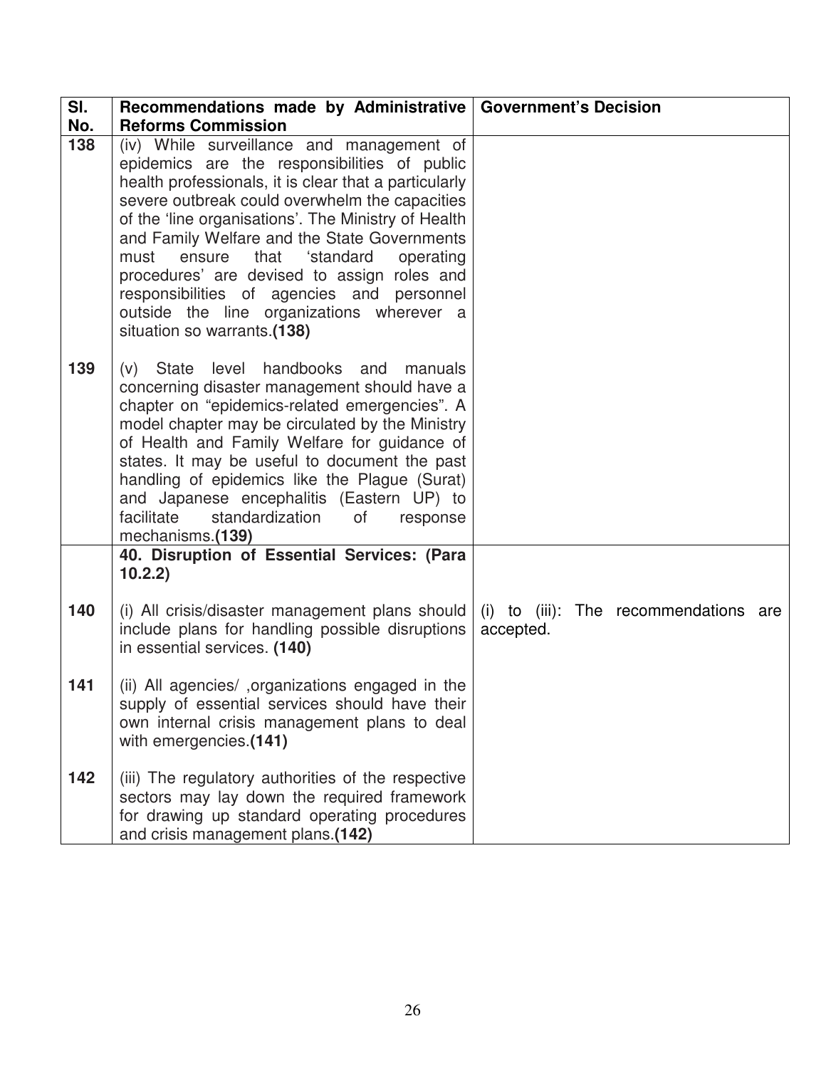| Sl. No. | Recommendations made by Administrative Reforms Commission | Government's Decision |
|---|---|---|
| 138 | (iv) While surveillance and management of epidemics are the responsibilities of public health professionals, it is clear that a particularly severe outbreak could overwhelm the capacities of the 'line organisations'. The Ministry of Health and Family Welfare and the State Governments must ensure that 'standard operating procedures' are devised to assign roles and responsibilities of agencies and personnel outside the line organizations wherever a situation so warrants.**(138)** | |
| 139 | (v) State level handbooks and manuals concerning disaster management should have a chapter on "epidemics-related emergencies". A model chapter may be circulated by the Ministry of Health and Family Welfare for guidance of states. It may be useful to document the past handling of epidemics like the Plague (Surat) and Japanese encephalitis (Eastern UP) to facilitate standardization of response mechanisms.**(139)** | |
| | **40. Disruption of Essential Services: (Para 10.2.2)** | |
| 140 | (i) All crisis/disaster management plans should include plans for handling possible disruptions in essential services. **(140)** | (i) to (iii): The recommendations are accepted. |
| 141 | (ii) All agencies/ ,organizations engaged in the supply of essential services should have their own internal crisis management plans to deal with emergencies.**(141)** | |
| 142 | (iii) The regulatory authorities of the respective sectors may lay down the required framework for drawing up standard operating procedures and crisis management plans.**(142)** | |